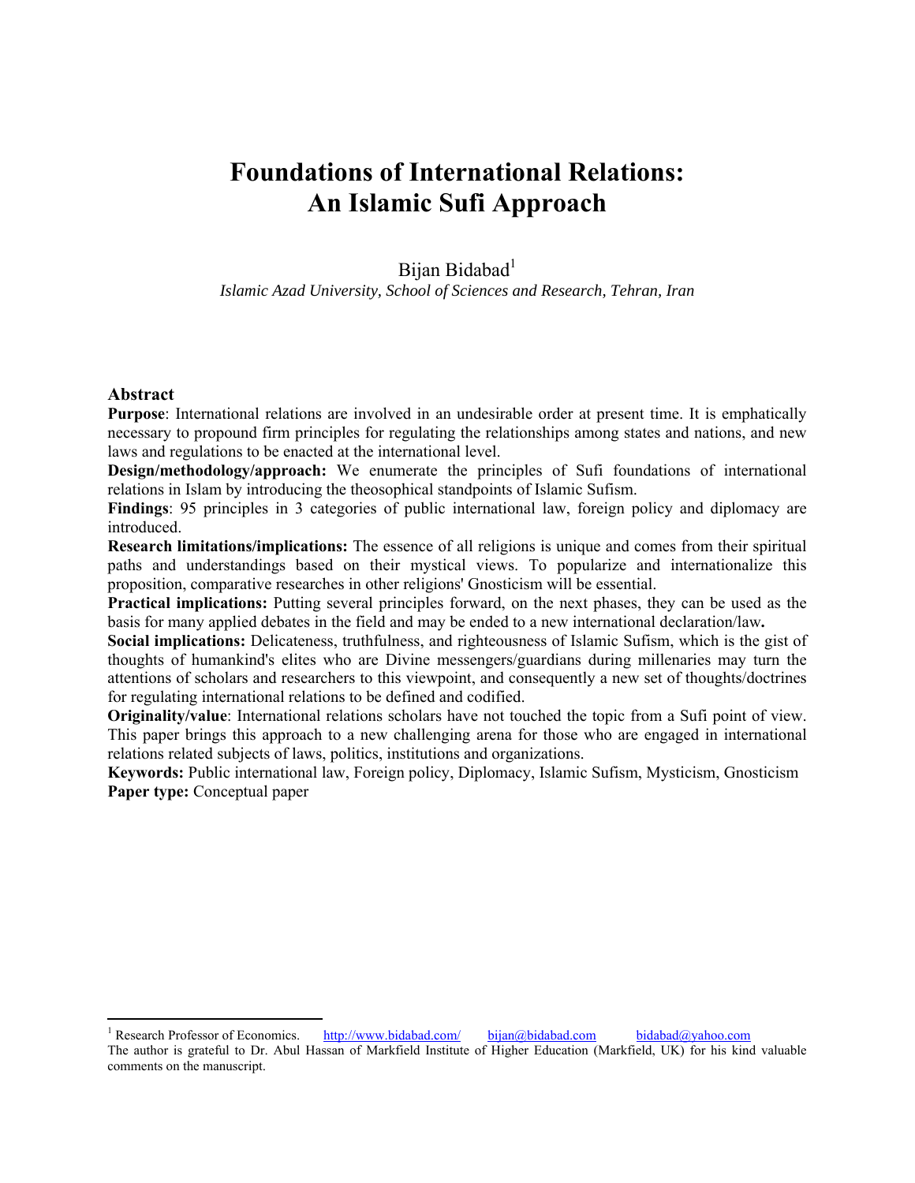# Foundations of International Relations: An Islamic Sufi Approach

Bijan Bidabad[1]

*Islamic Azad University, School of Sciences and Research, Tehran, Iran*

## Abstract

**Purpose**: International relations are involved in an undesirable order at present time. It is emphatically necessary to propound firm principles for regulating the relationships among states and nations, and new laws and regulations to be enacted at the international level.

**Design/methodology/approach:** We enumerate the principles of Sufi foundations of international relations in Islam by introducing the theosophical standpoints of Islamic Sufism.

**Findings**: 95 principles in 3 categories of public international law, foreign policy and diplomacy are introduced.

**Research limitations/implications:** The essence of all religions is unique and comes from their spiritual paths and understandings based on their mystical views. To popularize and internationalize this proposition, comparative researches in other religions' Gnosticism will be essential.

**Practical implications:** Putting several principles forward, on the next phases, they can be used as the basis for many applied debates in the field and may be ended to a new international declaration/law**.**

**Social implications:** Delicateness, truthfulness, and righteousness of Islamic Sufism, which is the gist of thoughts of humankind's elites who are Divine messengers/guardians during millenaries may turn the attentions of scholars and researchers to this viewpoint, and consequently a new set of thoughts/doctrines for regulating international relations to be defined and codified.

**Originality/value**: International relations scholars have not touched the topic from a Sufi point of view. This paper brings this approach to a new challenging arena for those who are engaged in international relations related subjects of laws, politics, institutions and organizations.

**Keywords:** Public international law, Foreign policy, Diplomacy, Islamic Sufism, Mysticism, Gnosticism

**Paper type:** Conceptual paper

---

[1] Research Professor of Economics. http://www.bidabad.com/ bijan@bidabad.com bidabad@yahoo.com

The author is grateful to Dr. Abul Hassan of Markfield Institute of Higher Education (Markfield, UK) for his kind valuable comments on the manuscript.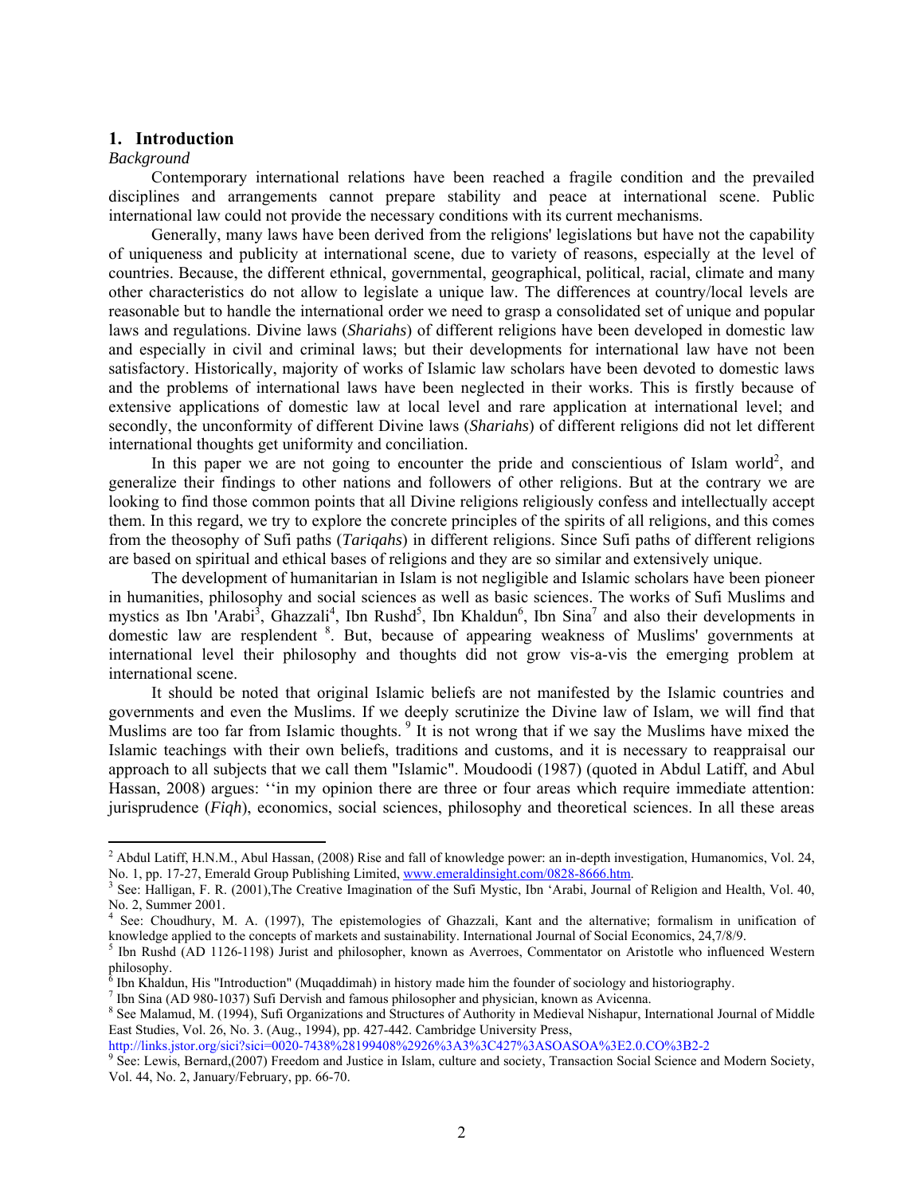## 1. Introduction

*Background*

Contemporary international relations have been reached a fragile condition and the prevailed disciplines and arrangements cannot prepare stability and peace at international scene. Public international law could not provide the necessary conditions with its current mechanisms.

Generally, many laws have been derived from the religions' legislations but have not the capability of uniqueness and publicity at international scene, due to variety of reasons, especially at the level of countries. Because, the different ethnical, governmental, geographical, political, racial, climate and many other characteristics do not allow to legislate a unique law. The differences at country/local levels are reasonable but to handle the international order we need to grasp a consolidated set of unique and popular laws and regulations. Divine laws (*Shariahs*) of different religions have been developed in domestic law and especially in civil and criminal laws; but their developments for international law have not been satisfactory. Historically, majority of works of Islamic law scholars have been devoted to domestic laws and the problems of international laws have been neglected in their works. This is firstly because of extensive applications of domestic law at local level and rare application at international level; and secondly, the unconformity of different Divine laws (*Shariahs*) of different religions did not let different international thoughts get uniformity and conciliation.

In this paper we are not going to encounter the pride and conscientious of Islam world[2], and generalize their findings to other nations and followers of other religions. But at the contrary we are looking to find those common points that all Divine religions religiously confess and intellectually accept them. In this regard, we try to explore the concrete principles of the spirits of all religions, and this comes from the theosophy of Sufi paths (*Tariqahs*) in different religions. Since Sufi paths of different religions are based on spiritual and ethical bases of religions and they are so similar and extensively unique.

The development of humanitarian in Islam is not negligible and Islamic scholars have been pioneer in humanities, philosophy and social sciences as well as basic sciences. The works of Sufi Muslims and mystics as Ibn 'Arabi[3], Ghazzali[4], Ibn Rushd[5], Ibn Khaldun[6], Ibn Sina[7] and also their developments in domestic law are resplendent [8]. But, because of appearing weakness of Muslims' governments at international level their philosophy and thoughts did not grow vis-a-vis the emerging problem at international scene.

It should be noted that original Islamic beliefs are not manifested by the Islamic countries and governments and even the Muslims. If we deeply scrutinize the Divine law of Islam, we will find that Muslims are too far from Islamic thoughts. [9] It is not wrong that if we say the Muslims have mixed the Islamic teachings with their own beliefs, traditions and customs, and it is necessary to reappraisal our approach to all subjects that we call them "Islamic". Moudoodi (1987) (quoted in Abdul Latiff, and Abul Hassan, 2008) argues: ''in my opinion there are three or four areas which require immediate attention: jurisprudence (*Fiqh*), economics, social sciences, philosophy and theoretical sciences. In all these areas

---

[2] Abdul Latiff, H.N.M., Abul Hassan, (2008) Rise and fall of knowledge power: an in-depth investigation, Humanomics, Vol. 24, No. 1, pp. 17-27, Emerald Group Publishing Limited, www.emeraldinsight.com/0828-8666.htm.

[3] See: Halligan, F. R. (2001),The Creative Imagination of the Sufi Mystic, Ibn 'Arabi, Journal of Religion and Health, Vol. 40, No. 2, Summer 2001.

[4] See: Choudhury, M. A. (1997), The epistemologies of Ghazzali, Kant and the alternative; formalism in unification of knowledge applied to the concepts of markets and sustainability. International Journal of Social Economics, 24,7/8/9.

[5] Ibn Rushd (AD 1126-1198) Jurist and philosopher, known as Averroes, Commentator on Aristotle who influenced Western philosophy.

[6] Ibn Khaldun, His "Introduction" (Muqaddimah) in history made him the founder of sociology and historiography.

[7] Ibn Sina (AD 980-1037) Sufi Dervish and famous philosopher and physician, known as Avicenna.

[8] See Malamud, M. (1994), Sufi Organizations and Structures of Authority in Medieval Nishapur, International Journal of Middle East Studies, Vol. 26, No. 3. (Aug., 1994), pp. 427-442. Cambridge University Press, http://links.jstor.org/sici?sici=0020-7438%28199408%2926%3A3%3C427%3ASOASOA%3E2.0.CO%3B2-2

[9] See: Lewis, Bernard,(2007) Freedom and Justice in Islam, culture and society, Transaction Social Science and Modern Society, Vol. 44, No. 2, January/February, pp. 66-70.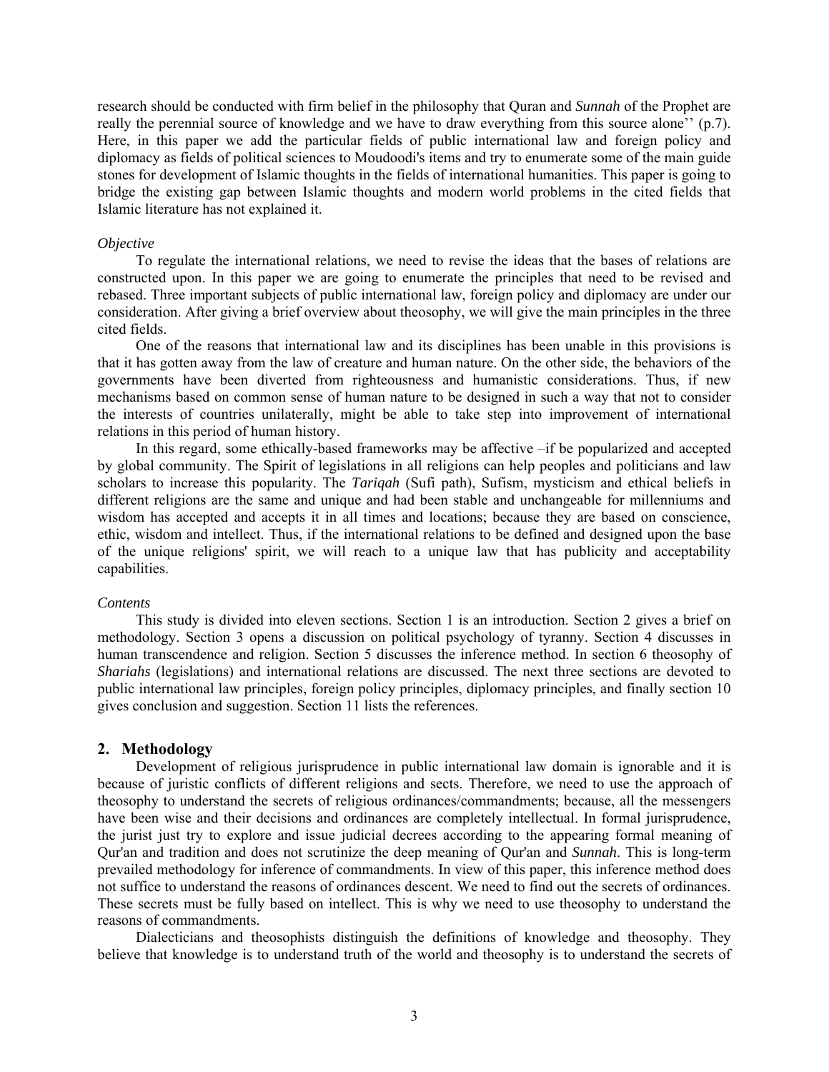research should be conducted with firm belief in the philosophy that Quran and *Sunnah* of the Prophet are really the perennial source of knowledge and we have to draw everything from this source alone'' (p.7). Here, in this paper we add the particular fields of public international law and foreign policy and diplomacy as fields of political sciences to Moudoodi's items and try to enumerate some of the main guide stones for development of Islamic thoughts in the fields of international humanities. This paper is going to bridge the existing gap between Islamic thoughts and modern world problems in the cited fields that Islamic literature has not explained it.

*Objective*

To regulate the international relations, we need to revise the ideas that the bases of relations are constructed upon. In this paper we are going to enumerate the principles that need to be revised and rebased. Three important subjects of public international law, foreign policy and diplomacy are under our consideration. After giving a brief overview about theosophy, we will give the main principles in the three cited fields.

One of the reasons that international law and its disciplines has been unable in this provisions is that it has gotten away from the law of creature and human nature. On the other side, the behaviors of the governments have been diverted from righteousness and humanistic considerations. Thus, if new mechanisms based on common sense of human nature to be designed in such a way that not to consider the interests of countries unilaterally, might be able to take step into improvement of international relations in this period of human history.

In this regard, some ethically-based frameworks may be affective –if be popularized and accepted by global community. The Spirit of legislations in all religions can help peoples and politicians and law scholars to increase this popularity. The ***Tariqah*** (Sufi path), Sufism, mysticism and ethical beliefs in different religions are the same and unique and had been stable and unchangeable for millenniums and wisdom has accepted and accepts it in all times and locations; because they are based on conscience, ethic, wisdom and intellect. Thus, if the international relations to be defined and designed upon the base of the unique religions' spirit, we will reach to a unique law that has publicity and acceptability capabilities.

*Contents*

This study is divided into eleven sections. Section 1 is an introduction. Section 2 gives a brief on methodology. Section 3 opens a discussion on political psychology of tyranny. Section 4 discusses in human transcendence and religion. Section 5 discusses the inference method. In section 6 theosophy of *Shariahs* (legislations) and international relations are discussed. The next three sections are devoted to public international law principles, foreign policy principles, diplomacy principles, and finally section 10 gives conclusion and suggestion. Section 11 lists the references.

## 2. Methodology

Development of religious jurisprudence in public international law domain is ignorable and it is because of juristic conflicts of different religions and sects. Therefore, we need to use the approach of theosophy to understand the secrets of religious ordinances/commandments; because, all the messengers have been wise and their decisions and ordinances are completely intellectual. In formal jurisprudence, the jurist just try to explore and issue judicial decrees according to the appearing formal meaning of Qur'an and tradition and does not scrutinize the deep meaning of Qur'an and *Sunnah*. This is long-term prevailed methodology for inference of commandments. In view of this paper, this inference method does not suffice to understand the reasons of ordinances descent. We need to find out the secrets of ordinances. These secrets must be fully based on intellect. This is why we need to use theosophy to understand the reasons of commandments.

Dialecticians and theosophists distinguish the definitions of knowledge and theosophy. They believe that knowledge is to understand truth of the world and theosophy is to understand the secrets of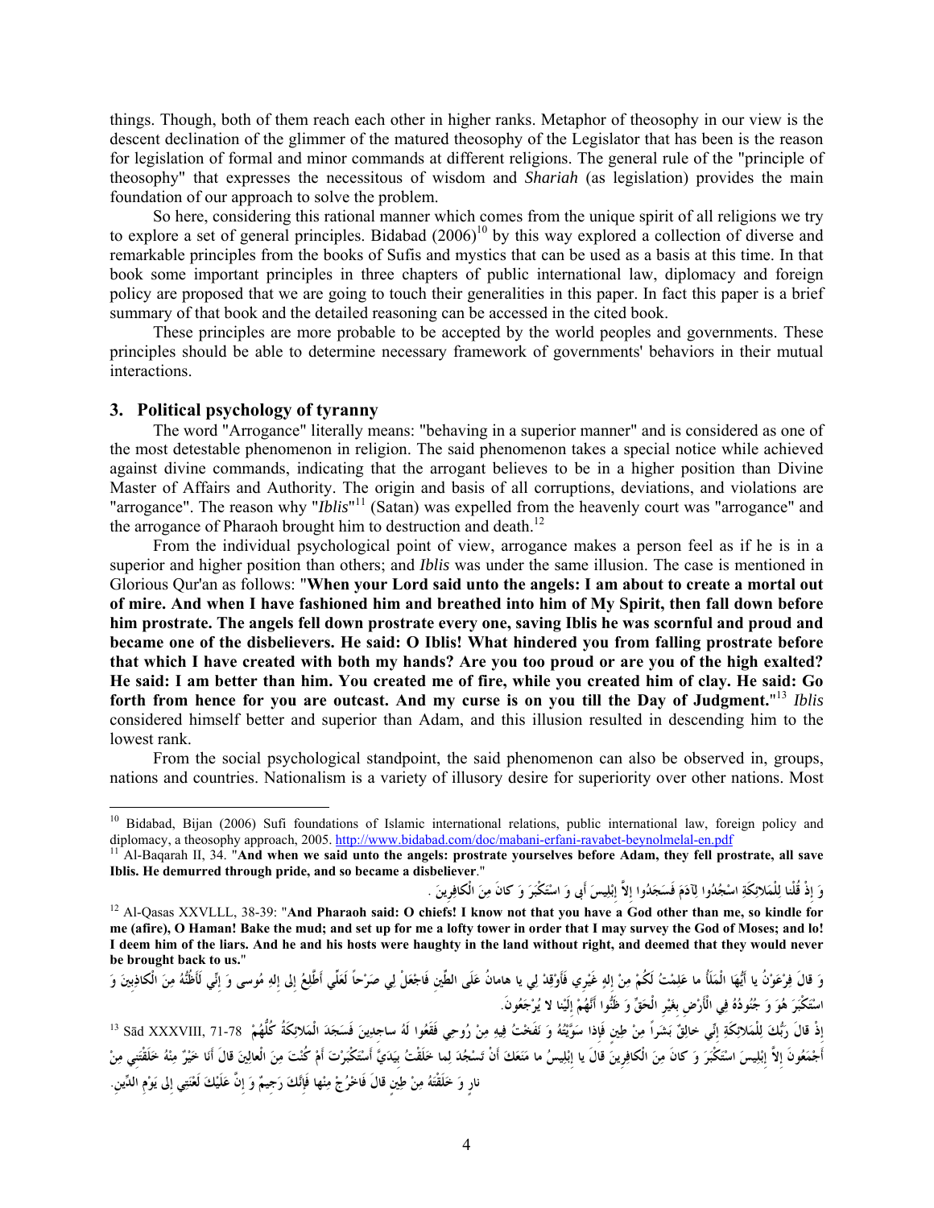things. Though, both of them reach each other in higher ranks. Metaphor of theosophy in our view is the descent declination of the glimmer of the matured theosophy of the Legislator that has been is the reason for legislation of formal and minor commands at different religions. The general rule of the "principle of theosophy" that expresses the necessitous of wisdom and *Shariah* (as legislation) provides the main foundation of our approach to solve the problem.

So here, considering this rational manner which comes from the unique spirit of all religions we try to explore a set of general principles. Bidabad (2006)[10] by this way explored a collection of diverse and remarkable principles from the books of Sufis and mystics that can be used as a basis at this time. In that book some important principles in three chapters of public international law, diplomacy and foreign policy are proposed that we are going to touch their generalities in this paper. In fact this paper is a brief summary of that book and the detailed reasoning can be accessed in the cited book.

These principles are more probable to be accepted by the world peoples and governments. These principles should be able to determine necessary framework of governments' behaviors in their mutual interactions.

## 3. Political psychology of tyranny

The word "Arrogance" literally means: "behaving in a superior manner" and is considered as one of the most detestable phenomenon in religion. The said phenomenon takes a special notice while achieved against divine commands, indicating that the arrogant believes to be in a higher position than Divine Master of Affairs and Authority. The origin and basis of all corruptions, deviations, and violations are "arrogance". The reason why "*Iblis*"[11] (Satan) was expelled from the heavenly court was "arrogance" and the arrogance of Pharaoh brought him to destruction and death.[12]

From the individual psychological point of view, arrogance makes a person feel as if he is in a superior and higher position than others; and *Iblis* was under the same illusion. The case is mentioned in Glorious Qur'an as follows: "**When your Lord said unto the angels: I am about to create a mortal out of mire. And when I have fashioned him and breathed into him of My Spirit, then fall down before him prostrate. The angels fell down prostrate every one, saving Iblis he was scornful and proud and became one of the disbelievers. He said: O Iblis! What hindered you from falling prostrate before that which I have created with both my hands? Are you too proud or are you of the high exalted? He said: I am better than him. You created me of fire, while you created him of clay. He said: Go forth from hence for you are outcast. And my curse is on you till the Day of Judgment.**"[13] *Iblis* considered himself better and superior than Adam, and this illusion resulted in descending him to the lowest rank.

From the social psychological standpoint, the said phenomenon can also be observed in, groups, nations and countries. Nationalism is a variety of illusory desire for superiority over other nations. Most

---

[10] Bidabad, Bijan (2006) Sufi foundations of Islamic international relations, public international law, foreign policy and diplomacy, a theosophy approach, 2005. http://www.bidabad.com/doc/mabani-erfani-ravabet-beynolmelal-en.pdf

[11] Al-Baqarah II, 34. "**And when we said unto the angels: prostrate yourselves before Adam, they fell prostrate, all save Iblis. He demurred through pride, and so became a disbeliever**."

وَ إِذْ قُلْنا لِلْمَلائِكَةِ اسْجُدُوا لِآدَمَ فَسَجَدُوا إِلاَّ إِبْلِيسَ أَبى وَ اسْتَكْبَرَ وَ كانَ مِنَ الْكافِرِينَ .

[12] Al-Qasas XXVLLL, 38-39: "**And Pharaoh said: O chiefs! I know not that you have a God other than me, so kindle for me (afire), O Haman! Bake the mud; and set up for me a lofty tower in order that I may survey the God of Moses; and lo! I deem him of the liars. And he and his hosts were haughty in the land without right, and deemed that they would never be brought back to us.**"

وَ قالَ فِرْعَوْنُ يا أَيُّهَا الْمَلَأُ ما عَلِمْتُ لَكُمْ مِنْ إِلهٍ غَيْرِي فَأَوْقِدْ لِي يا هامانُ عَلَى الطِّينِ فَاجْعَلْ لِي صَرْحاً لَعَلِّي أَطَّلِعُ إِلى إِلهِ مُوسى وَ إِنِّي لَأَظُنُّهُ مِنَ الْكاذِبِينَ وَ اسْتَكْبَرَ هُوَ وَ جُنُودُهُ فِي الْأَرْضِ بِغَيْرِ الْحَقِّ وَ ظَنُّوا أَنَّهُمْ إِلَيْنا لا يُرْجَعُونَ.

[13] Sād XXXVIII, 71-78 إِذْ قالَ رَبُّكَ لِلْمَلائِكَةِ إِنِّي خالِقٌ بَشَراً مِنْ طِينٍ فَإِذا سَوَّيْتُهُ وَ نَفَخْتُ فِيهِ مِنْ رُوحِي فَقَعُوا لَهُ ساجِدِينَ فَسَجَدَ الْمَلائِكَةُ كُلُّهُمْ أَجْمَعُونَ إِلاَّ إِبْلِيسَ اسْتَكْبَرَ وَ كانَ مِنَ الْكافِرِينَ قالَ يا إِبْلِيسُ ما مَنَعَكَ أَنْ تَسْجُدَ لِما خَلَقْتُ بِيَدَيَّ أَسْتَكْبَرْتَ أَمْ كُنْتَ مِنَ الْعالِينَ قالَ أَنَا خَيْرٌ مِنْهُ خَلَقْتَنِي مِنْ نارٍ وَ خَلَقْتَهُ مِنْ طِينٍ قالَ فَاخْرُجْ مِنْها فَإِنَّكَ رَجِيمٌ وَ إِنَّ عَلَيْكَ لَعْنَتِي إِلى يَوْمِ الدِّينِ.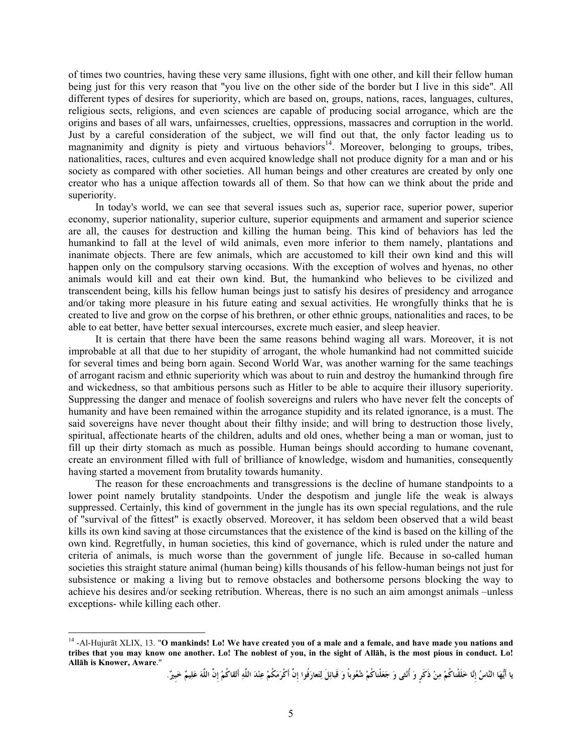of times two countries, having these very same illusions, fight with one other, and kill their fellow human being just for this very reason that "you live on the other side of the border but I live in this side". All different types of desires for superiority, which are based on, groups, nations, races, languages, cultures, religious sects, religions, and even sciences are capable of producing social arrogance, which are the origins and bases of all wars, unfairnesses, cruelties, oppressions, massacres and corruption in the world. Just by a careful consideration of the subject, we will find out that, the only factor leading us to magnanimity and dignity is piety and virtuous behaviors[14]. Moreover, belonging to groups, tribes, nationalities, races, cultures and even acquired knowledge shall not produce dignity for a man and or his society as compared with other societies. All human beings and other creatures are created by only one creator who has a unique affection towards all of them. So that how can we think about the pride and superiority.

In today's world, we can see that several issues such as, superior race, superior power, superior economy, superior nationality, superior culture, superior equipments and armament and superior science are all, the causes for destruction and killing the human being. This kind of behaviors has led the humankind to fall at the level of wild animals, even more inferior to them namely, plantations and inanimate objects. There are few animals, which are accustomed to kill their own kind and this will happen only on the compulsory starving occasions. With the exception of wolves and hyenas, no other animals would kill and eat their own kind. But, the humankind who believes to be civilized and transcendent being, kills his fellow human beings just to satisfy his desires of presidency and arrogance and/or taking more pleasure in his future eating and sexual activities. He wrongfully thinks that he is created to live and grow on the corpse of his brethren, or other ethnic groups, nationalities and races, to be able to eat better, have better sexual intercourses, excrete much easier, and sleep heavier.

It is certain that there have been the same reasons behind waging all wars. Moreover, it is not improbable at all that due to her stupidity of arrogant, the whole humankind had not committed suicide for several times and being born again. Second World War, was another warning for the same teachings of arrogant racism and ethnic superiority which was about to ruin and destroy the humankind through fire and wickedness, so that ambitious persons such as Hitler to be able to acquire their illusory superiority. Suppressing the danger and menace of foolish sovereigns and rulers who have never felt the concepts of humanity and have been remained within the arrogance stupidity and its related ignorance, is a must. The said sovereigns have never thought about their filthy inside; and will bring to destruction those lively, spiritual, affectionate hearts of the children, adults and old ones, whether being a man or woman, just to fill up their dirty stomach as much as possible. Human beings should according to humane covenant, create an environment filled with full of brilliance of knowledge, wisdom and humanities, consequently having started a movement from brutality towards humanity.

The reason for these encroachments and transgressions is the decline of humane standpoints to a lower point namely brutality standpoints. Under the despotism and jungle life the weak is always suppressed. Certainly, this kind of government in the jungle has its own special regulations, and the rule of "survival of the fittest" is exactly observed. Moreover, it has seldom been observed that a wild beast kills its own kind saving at those circumstances that the existence of the kind is based on the killing of the own kind. Regretfully, in human societies, this kind of governance, which is ruled under the nature and criteria of animals, is much worse than the government of jungle life. Because in so-called human societies this straight stature animal (human being) kills thousands of his fellow-human beings not just for subsistence or making a living but to remove obstacles and bothersome persons blocking the way to achieve his desires and/or seeking retribution. Whereas, there is no such an aim amongst animals –unless exceptions- while killing each other.

---

[14] -Al-Hujurāt XLIX, 13. "**O mankinds! Lo! We have created you of a male and a female, and have made you nations and tribes that you may know one another. Lo! The noblest of you, in the sight of Allāh, is the most pious in conduct. Lo! Allāh is Knower, Aware**."

يا أَيُّهَا النَّاسُ إِنَّا خَلَقْناكُمْ مِنْ ذَكَرٍ وَ أُنْثى وَ جَعَلْناكُمْ شُعُوباً وَ قَبائِلَ لِتَعارَفُوا إِنَّ أَكْرَمَكُمْ عِنْدَ اللَّهِ أَتْقاكُمْ إِنَّ اللَّهَ عَلِيمٌ خَبِيرٌ.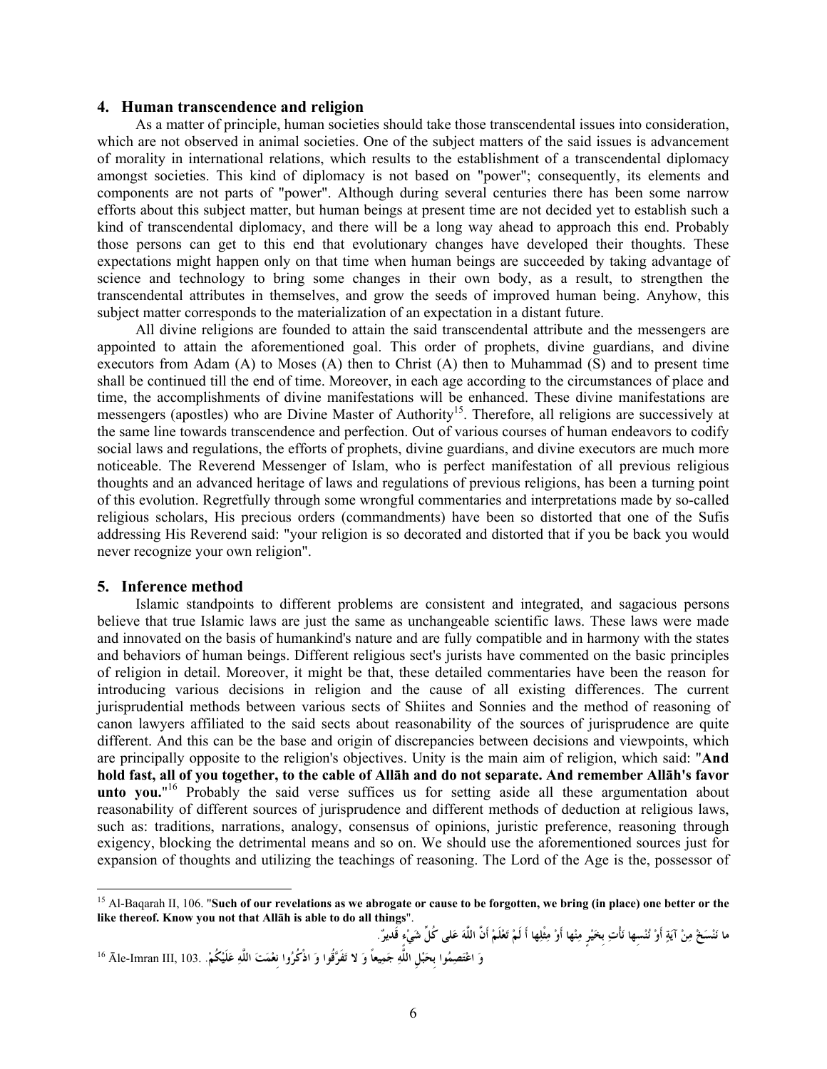## 4. Human transcendence and religion

As a matter of principle, human societies should take those transcendental issues into consideration, which are not observed in animal societies. One of the subject matters of the said issues is advancement of morality in international relations, which results to the establishment of a transcendental diplomacy amongst societies. This kind of diplomacy is not based on "power"; consequently, its elements and components are not parts of "power". Although during several centuries there has been some narrow efforts about this subject matter, but human beings at present time are not decided yet to establish such a kind of transcendental diplomacy, and there will be a long way ahead to approach this end. Probably those persons can get to this end that evolutionary changes have developed their thoughts. These expectations might happen only on that time when human beings are succeeded by taking advantage of science and technology to bring some changes in their own body, as a result, to strengthen the transcendental attributes in themselves, and grow the seeds of improved human being. Anyhow, this subject matter corresponds to the materialization of an expectation in a distant future.

All divine religions are founded to attain the said transcendental attribute and the messengers are appointed to attain the aforementioned goal. This order of prophets, divine guardians, and divine executors from Adam (A) to Moses (A) then to Christ (A) then to Muhammad (S) and to present time shall be continued till the end of time. Moreover, in each age according to the circumstances of place and time, the accomplishments of divine manifestations will be enhanced. These divine manifestations are messengers (apostles) who are Divine Master of Authority[15]. Therefore, all religions are successively at the same line towards transcendence and perfection. Out of various courses of human endeavors to codify social laws and regulations, the efforts of prophets, divine guardians, and divine executors are much more noticeable. The Reverend Messenger of Islam, who is perfect manifestation of all previous religious thoughts and an advanced heritage of laws and regulations of previous religions, has been a turning point of this evolution. Regretfully through some wrongful commentaries and interpretations made by so-called religious scholars, His precious orders (commandments) have been so distorted that one of the Sufis addressing His Reverend said: "your religion is so decorated and distorted that if you be back you would never recognize your own religion".

## 5. Inference method

Islamic standpoints to different problems are consistent and integrated, and sagacious persons believe that true Islamic laws are just the same as unchangeable scientific laws. These laws were made and innovated on the basis of humankind's nature and are fully compatible and in harmony with the states and behaviors of human beings. Different religious sect's jurists have commented on the basic principles of religion in detail. Moreover, it might be that, these detailed commentaries have been the reason for introducing various decisions in religion and the cause of all existing differences. The current jurisprudential methods between various sects of Shiites and Sonnies and the method of reasoning of canon lawyers affiliated to the said sects about reasonability of the sources of jurisprudence are quite different. And this can be the base and origin of discrepancies between decisions and viewpoints, which are principally opposite to the religion's objectives. Unity is the main aim of religion, which said: "**And hold fast, all of you together, to the cable of Allāh and do not separate. And remember Allāh's favor unto you.**"[16] Probably the said verse suffices us for setting aside all these argumentation about reasonability of different sources of jurisprudence and different methods of deduction at religious laws, such as: traditions, narrations, analogy, consensus of opinions, juristic preference, reasoning through exigency, blocking the detrimental means and so on. We should use the aforementioned sources just for expansion of thoughts and utilizing the teachings of reasoning. The Lord of the Age is the, possessor of

---

[15] Al-Baqarah II, 106. "**Such of our revelations as we abrogate or cause to be forgotten, we bring (in place) one better or the like thereof. Know you not that Allāh is able to do all things**".

**ما نَنْسَخْ مِنْ آيَةٍ أَوْ نُنْسِها نَأْتِ بِخَيْرٍ مِنْها أَوْ مِثْلِها أَ لَمْ تَعْلَمْ أَنَّ اللَّهَ عَلى كُلِّ شَيْءٍ قَديرٌ.**

[16] Āle-Imran III, 103. **وَ اعْتَصِمُوا بِحَبْلِ اللَّهِ جَميعاً وَ لا تَفَرَّقُوا وَ اذْكُرُوا نِعْمَتَ اللَّهِ عَلَيْكُمْ.**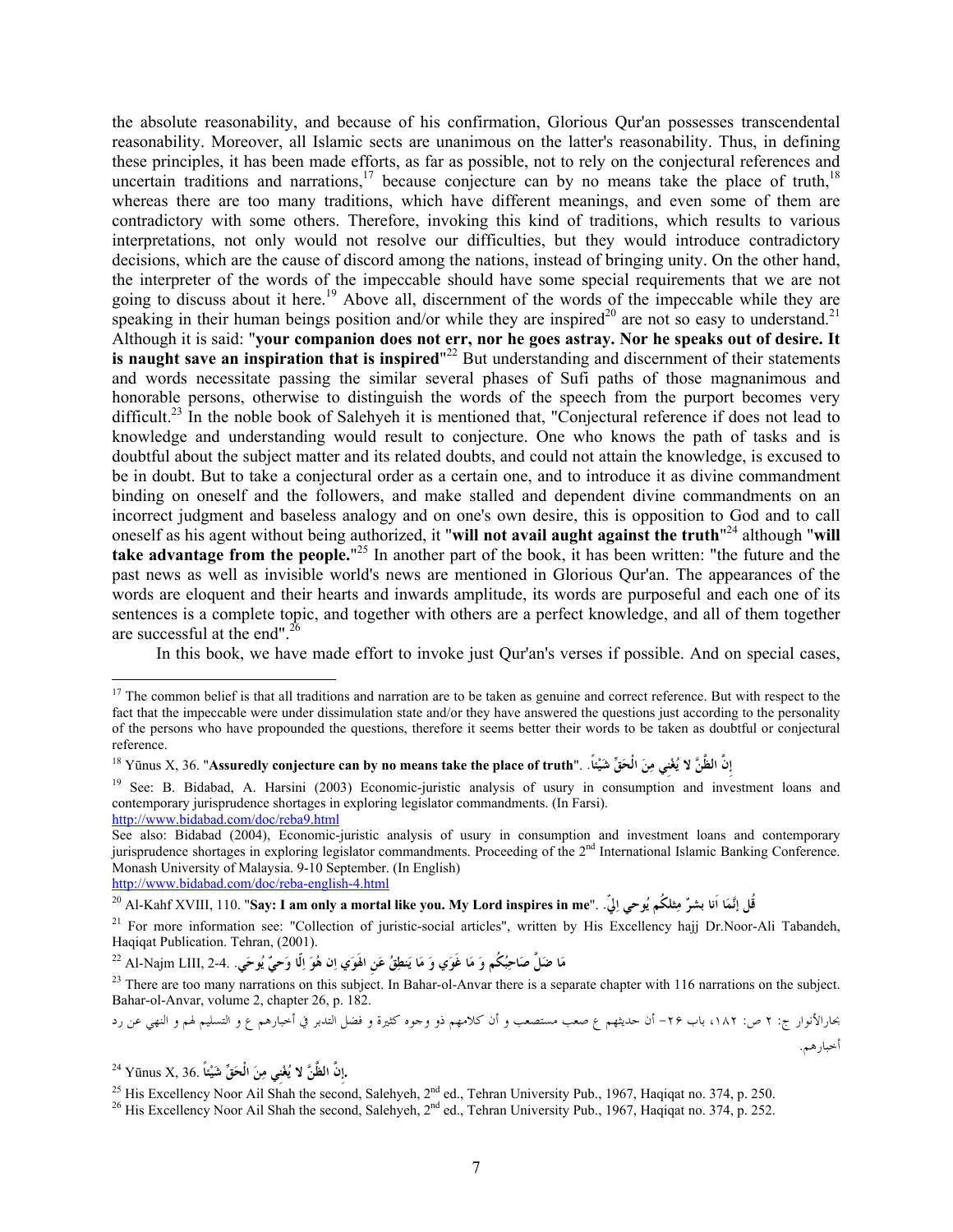the absolute reasonability, and because of his confirmation, Glorious Qur'an possesses transcendental reasonability. Moreover, all Islamic sects are unanimous on the latter's reasonability. Thus, in defining these principles, it has been made efforts, as far as possible, not to rely on the conjectural references and uncertain traditions and narrations,[17] because conjecture can by no means take the place of truth,[18] whereas there are too many traditions, which have different meanings, and even some of them are contradictory with some others. Therefore, invoking this kind of traditions, which results to various interpretations, not only would not resolve our difficulties, but they would introduce contradictory decisions, which are the cause of discord among the nations, instead of bringing unity. On the other hand, the interpreter of the words of the impeccable should have some special requirements that we are not going to discuss about it here.[19] Above all, discernment of the words of the impeccable while they are speaking in their human beings position and/or while they are inspired[20] are not so easy to understand.[21] Although it is said: "**your companion does not err, nor he goes astray. Nor he speaks out of desire. It is naught save an inspiration that is inspired**"[22] But understanding and discernment of their statements and words necessitate passing the similar several phases of Sufi paths of those magnanimous and honorable persons, otherwise to distinguish the words of the speech from the purport becomes very difficult.[23] In the noble book of Salehyeh it is mentioned that, "Conjectural reference if does not lead to knowledge and understanding would result to conjecture. One who knows the path of tasks and is doubtful about the subject matter and its related doubts, and could not attain the knowledge, is excused to be in doubt. But to take a conjectural order as a certain one, and to introduce it as divine commandment binding on oneself and the followers, and make stalled and dependent divine commandments on an incorrect judgment and baseless analogy and on one's own desire, this is opposition to God and to call oneself as his agent without being authorized, it "**will not avail aught against the truth**"[24] although "**will take advantage from the people.**"[25] In another part of the book, it has been written: "the future and the past news as well as invisible world's news are mentioned in Glorious Qur'an. The appearances of the words are eloquent and their hearts and inwards amplitude, its words are purposeful and each one of its sentences is a complete topic, and together with others are a perfect knowledge, and all of them together are successful at the end".[26]

In this book, we have made effort to invoke just Qur'an's verses if possible. And on special cases,

---

[17] The common belief is that all traditions and narration are to be taken as genuine and correct reference. But with respect to the fact that the impeccable were under dissimulation state and/or they have answered the questions just according to the personality of the persons who have propounded the questions, therefore it seems better their words to be taken as doubtful or conjectural reference.

[18] Yūnus X, 36. "**Assuredly conjecture can by no means take the place of truth**". **إِنَّ الظَّنَّ لا يُغْنِي مِنَ الْحَقِّ شَيْئاً.**

[19] See: B. Bidabad, A. Harsini (2003) Economic-juristic analysis of usury in consumption and investment loans and contemporary jurisprudence shortages in exploring legislator commandments. (In Farsi). http://www.bidabad.com/doc/reba9.html

See also: Bidabad (2004), Economic-juristic analysis of usury in consumption and investment loans and contemporary jurisprudence shortages in exploring legislator commandments. Proceeding of the 2nd International Islamic Banking Conference. Monash University of Malaysia. 9-10 September. (In English) http://www.bidabad.com/doc/reba-english-4.html

[20] Al-Kahf XVIII, 110. "**Say: I am only a mortal like you. My Lord inspires in me**". **قُل إنَّمَا انا بشرٌ مِثلكُم يُوحي اِلَيّ.**

[21] For more information see: "Collection of juristic-social articles", written by His Excellency hajj Dr.Noor-Ali Tabandeh, Haqiqat Publication. Tehran, (2001).

[22] Al-Najm LIII, 2-4. **مَا ضَلَّ صَاحِبُكُم وَ مَا غَوَي وَ مَا يَنطِقُ عَنِ الهَوَي اِن هُوَ اِلّا وَحيٌ يُوحَي.**

[23] There are too many narrations on this subject. In Bahar-ol-Anvar there is a separate chapter with 116 narrations on the subject. Bahar-ol-Anvar, volume 2, chapter 26, p. 182.

بحارالأنوار ج: ٢ ص: ١٨٢، باب ٢۶- أن حديثهم ع صعب مستصعب و أن كلامهم ذو وجوه كثيرة و فضل التدبر في أخبارهم ع و التسليم لهم و النهي عن رد أخبارهم.

[24] Yūnus X, 36. **إنَّ الظَّنَّ لا يُغْنِي مِنَ الْحَقِّ شَيْئاً.**

[25] His Excellency Noor Ail Shah the second, Salehyeh, 2nd ed., Tehran University Pub., 1967, Haqiqat no. 374, p. 250.

[26] His Excellency Noor Ail Shah the second, Salehyeh, 2nd ed., Tehran University Pub., 1967, Haqiqat no. 374, p. 252.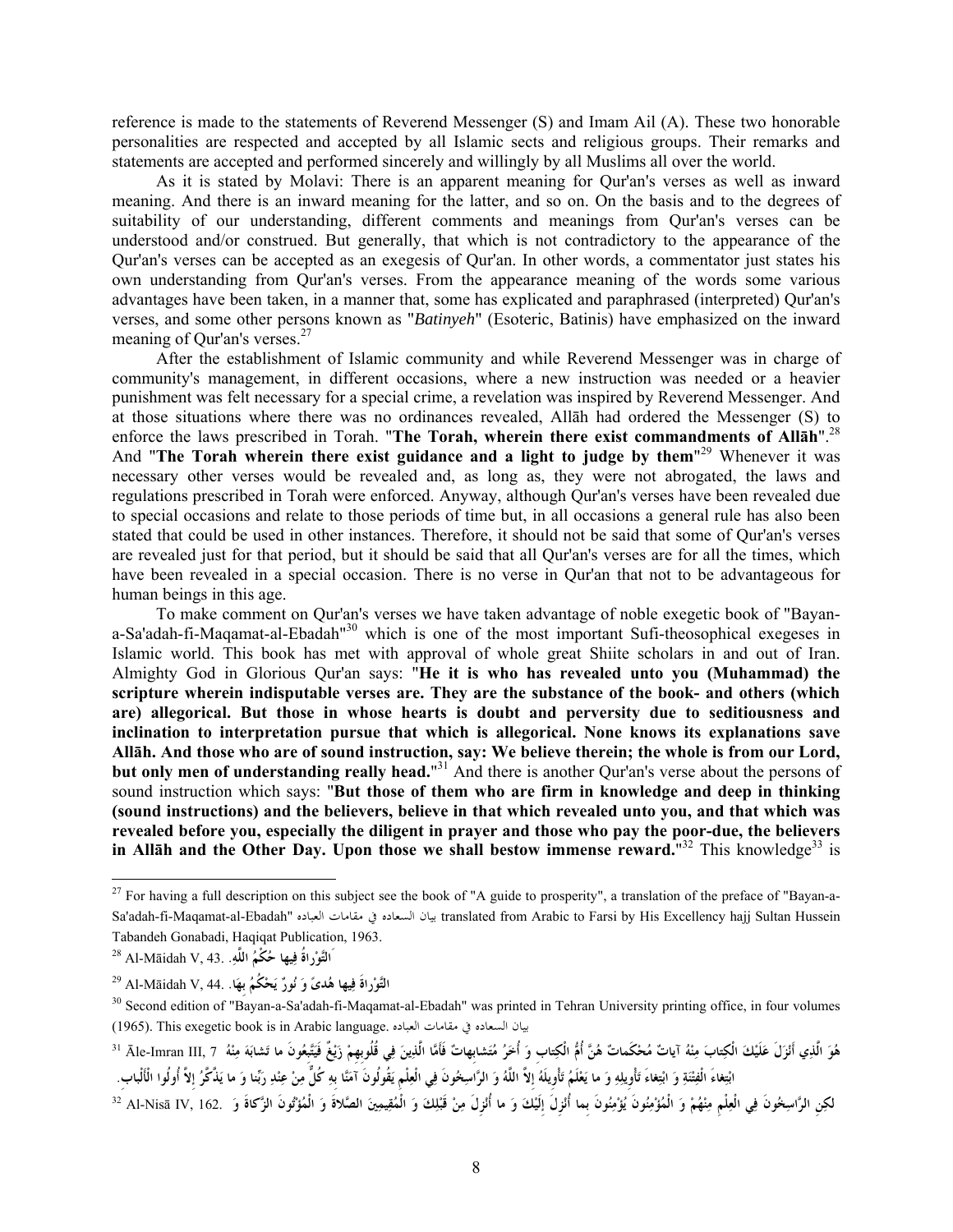reference is made to the statements of Reverend Messenger (S) and Imam Ail (A). These two honorable personalities are respected and accepted by all Islamic sects and religious groups. Their remarks and statements are accepted and performed sincerely and willingly by all Muslims all over the world.

As it is stated by Molavi: There is an apparent meaning for Qur'an's verses as well as inward meaning. And there is an inward meaning for the latter, and so on. On the basis and to the degrees of suitability of our understanding, different comments and meanings from Qur'an's verses can be understood and/or construed. But generally, that which is not contradictory to the appearance of the Qur'an's verses can be accepted as an exegesis of Qur'an. In other words, a commentator just states his own understanding from Qur'an's verses. From the appearance meaning of the words some various advantages have been taken, in a manner that, some has explicated and paraphrased (interpreted) Qur'an's verses, and some other persons known as "*Batinyeh*" (Esoteric, Batinis) have emphasized on the inward meaning of Qur'an's verses.[27]

After the establishment of Islamic community and while Reverend Messenger was in charge of community's management, in different occasions, where a new instruction was needed or a heavier punishment was felt necessary for a special crime, a revelation was inspired by Reverend Messenger. And at those situations where there was no ordinances revealed, Allāh had ordered the Messenger (S) to enforce the laws prescribed in Torah. "**The Torah, wherein there exist commandments of Allāh**".[28] And "**The Torah wherein there exist guidance and a light to judge by them**"[29] Whenever it was necessary other verses would be revealed and, as long as, they were not abrogated, the laws and regulations prescribed in Torah were enforced. Anyway, although Qur'an's verses have been revealed due to special occasions and relate to those periods of time but, in all occasions a general rule has also been stated that could be used in other instances. Therefore, it should not be said that some of Qur'an's verses are revealed just for that period, but it should be said that all Qur'an's verses are for all the times, which have been revealed in a special occasion. There is no verse in Qur'an that not to be advantageous for human beings in this age.

To make comment on Qur'an's verses we have taken advantage of noble exegetic book of "Bayan-a-Sa'adah-fi-Maqamat-al-Ebadah"[30] which is one of the most important Sufi-theosophical exegeses in Islamic world. This book has met with approval of whole great Shiite scholars in and out of Iran. Almighty God in Glorious Qur'an says: "**He it is who has revealed unto you (Muhammad) the scripture wherein indisputable verses are. They are the substance of the book- and others (which are) allegorical. But those in whose hearts is doubt and perversity due to seditiousness and inclination to interpretation pursue that which is allegorical. None knows its explanations save Allāh. And those who are of sound instruction, say: We believe therein; the whole is from our Lord, but only men of understanding really head.**"[31] And there is another Qur'an's verse about the persons of sound instruction which says: "**But those of them who are firm in knowledge and deep in thinking (sound instructions) and the believers, believe in that which revealed unto you, and that which was revealed before you, especially the diligent in prayer and those who pay the poor-due, the believers in Allāh and the Other Day. Upon those we shall bestow immense reward.**"[32] This knowledge[33] is

---

[27] For having a full description on this subject see the book of "A guide to prosperity", a translation of the preface of "Bayan-a-Sa'adah-fi-Maqamat-al-Ebadah" بيان السعاده في مقامات العباده translated from Arabic to Farsi by His Excellency hajj Sultan Hussein Tabandeh Gonabadi, Haqiqat Publication, 1963.

[28] Al-Māidah V, 43. اَلتَّوْراةُ فِيها حُكْمُ اللّهِ.

[29] Al-Māidah V, 44. التَّوْراةَ فِيها هُدىً وَ نُورٌ يَحْكُمُ بِهَا.

[30] Second edition of "Bayan-a-Sa'adah-fi-Maqamat-al-Ebadah" was printed in Tehran University printing office, in four volumes (1965). This exegetic book is in Arabic language. بيان السعاده في مقامات العباده

[31] Āle-Imran III, 7 هُوَ الَّذِي أَنْزَلَ عَلَيْكَ الْكِتابَ مِنْهُ آياتٌ مُحْكَماتٌ هُنَّ أُمُّ الْكِتابِ وَ أُخَرُ مُتَشابِهاتٌ فَأَمَّا الَّذِينَ فِي قُلُوبِهِمْ زَيْغٌ فَيَتَّبِعُونَ ما تَشابَهَ مِنْهُ ابْتِغاءَ الْفِتْنَةِ وَ ابْتِغاءَ تَأْوِيلِهِ وَ ما يَعْلَمُ تَأْوِيلَهُ إِلاَّ اللَّهُ وَ الرَّاسِخُونَ فِي الْعِلْمِ يَقُولُونَ آمَنَّا بِهِ كُلٌّ مِنْ عِنْدِ رَبِّنا وَ ما يَذَّكَّرُ إِلاَّ أُولُوا الْأَلْبابِ.

[32] Al-Nisā IV, 162. لكِنِ الرَّاسِخُونَ فِي الْعِلْمِ مِنْهُمْ وَ الْمُؤْمِنُونَ يُؤْمِنُونَ بِما أُنْزِلَ إِلَيْكَ وَ ما أُنْزِلَ مِنْ قَبْلِكَ وَ الْمُقِيمِينَ الصَّلاةَ وَ الْمُؤْتُونَ الزَّكاةَ وَ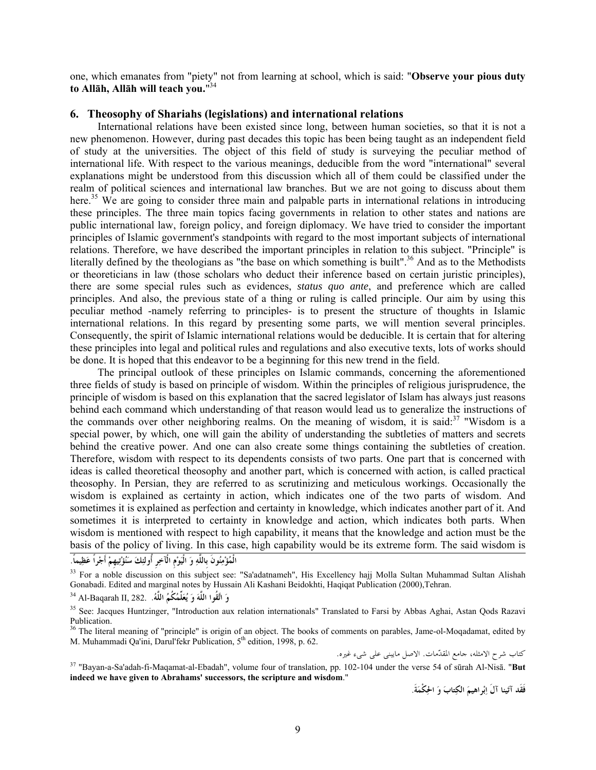one, which emanates from "piety" not from learning at school, which is said: "**Observe your pious duty to Allāh, Allāh will teach you.**"[34]

## 6. Theosophy of Shariahs (legislations) and international relations

International relations have been existed since long, between human societies, so that it is not a new phenomenon. However, during past decades this topic has been being taught as an independent field of study at the universities. The object of this field of study is surveying the peculiar method of international life. With respect to the various meanings, deducible from the word "international" several explanations might be understood from this discussion which all of them could be classified under the realm of political sciences and international law branches. But we are not going to discuss about them here.[35] We are going to consider three main and palpable parts in international relations in introducing these principles. The three main topics facing governments in relation to other states and nations are public international law, foreign policy, and foreign diplomacy. We have tried to consider the important principles of Islamic government's standpoints with regard to the most important subjects of international relations. Therefore, we have described the important principles in relation to this subject. "Principle" is literally defined by the theologians as "the base on which something is built".[36] And as to the Methodists or theoreticians in law (those scholars who deduct their inference based on certain juristic principles), there are some special rules such as evidences, *status quo ante*, and preference which are called principles. And also, the previous state of a thing or ruling is called principle. Our aim by using this peculiar method -namely referring to principles- is to present the structure of thoughts in Islamic international relations. In this regard by presenting some parts, we will mention several principles. Consequently, the spirit of Islamic international relations would be deducible. It is certain that for altering these principles into legal and political rules and regulations and also executive texts, lots of works should be done. It is hoped that this endeavor to be a beginning for this new trend in the field.

The principal outlook of these principles on Islamic commands, concerning the aforementioned three fields of study is based on principle of wisdom. Within the principles of religious jurisprudence, the principle of wisdom is based on this explanation that the sacred legislator of Islam has always just reasons behind each command which understanding of that reason would lead us to generalize the instructions of the commands over other neighboring realms. On the meaning of wisdom, it is said:[37] "Wisdom is a special power, by which, one will gain the ability of understanding the subtleties of matters and secrets behind the creative power. And one can also create some things containing the subtleties of creation. Therefore, wisdom with respect to its dependents consists of two parts. One part that is concerned with ideas is called theoretical theosophy and another part, which is concerned with action, is called practical theosophy. In Persian, they are referred to as scrutinizing and meticulous workings. Occasionally the wisdom is explained as certainty in action, which indicates one of the two parts of wisdom. And sometimes it is explained as perfection and certainty in knowledge, which indicates another part of it. And sometimes it is interpreted to certainty in knowledge and action, which indicates both parts. When wisdom is mentioned with respect to high capability, it means that the knowledge and action must be the basis of the policy of living. In this case, high capability would be its extreme form. The said wisdom is

---

الْمُؤْمِنُونَ بِاللَّهِ وَ الْيَوْمِ الْآخِرِ أُولئِكَ سَنُؤْتِيهِمْ أَجْراً عَظِيماً.

[33] For a noble discussion on this subject see: "Sa'adatnameh", His Excellency hajj Molla Sultan Muhammad Sultan Alishah Gonabadi. Edited and marginal notes by Hussain Ali Kashani Beidokhti, Haqiqat Publication (2000),Tehran.

[34] Al-Baqarah II, 282. وَ اتَّقُوا اللَّهَ وَ يُعَلِّمُكُمُ اللَّهُ.

[35] See: Jacques Huntzinger, "Introduction aux relation internationals" Translated to Farsi by Abbas Aghai, Astan Qods Razavi Publication.

[36] The literal meaning of "principle" is origin of an object. The books of comments on parables, Jame-ol-Moqadamat, edited by M. Muhammadi Qa'ini, Darul'fekr Publication, 5th edition, 1998, p. 62.

كتاب شرح الامثله، جامع المقدّمات. الاصل ماينبى على شىء غيره.

[37] "Bayan-a-Sa'adah-fi-Maqamat-al-Ebadah", volume four of translation, pp. 102-104 under the verse 54 of sūrah Al-Nisā. "**But indeed we have given to Abrahams' successors, the scripture and wisdom**."

فَقَد آتَينا آلَ إبْراهيمَ الكِتابَ وَ الحِكْمَةَ.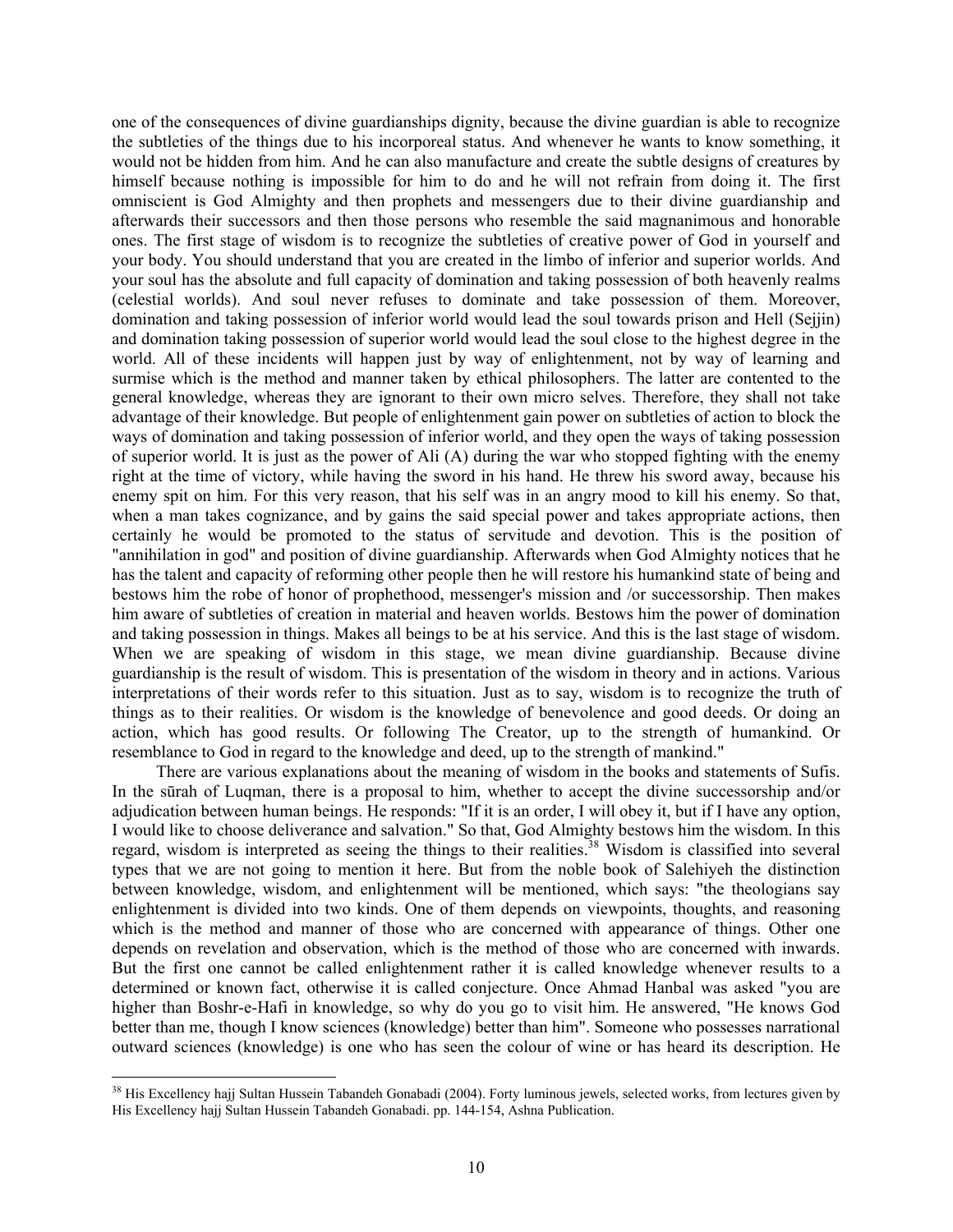one of the consequences of divine guardianships dignity, because the divine guardian is able to recognize the subtleties of the things due to his incorporeal status. And whenever he wants to know something, it would not be hidden from him. And he can also manufacture and create the subtle designs of creatures by himself because nothing is impossible for him to do and he will not refrain from doing it. The first omniscient is God Almighty and then prophets and messengers due to their divine guardianship and afterwards their successors and then those persons who resemble the said magnanimous and honorable ones. The first stage of wisdom is to recognize the subtleties of creative power of God in yourself and your body. You should understand that you are created in the limbo of inferior and superior worlds. And your soul has the absolute and full capacity of domination and taking possession of both heavenly realms (celestial worlds). And soul never refuses to dominate and take possession of them. Moreover, domination and taking possession of inferior world would lead the soul towards prison and Hell (Sejjin) and domination taking possession of superior world would lead the soul close to the highest degree in the world. All of these incidents will happen just by way of enlightenment, not by way of learning and surmise which is the method and manner taken by ethical philosophers. The latter are contented to the general knowledge, whereas they are ignorant to their own micro selves. Therefore, they shall not take advantage of their knowledge. But people of enlightenment gain power on subtleties of action to block the ways of domination and taking possession of inferior world, and they open the ways of taking possession of superior world. It is just as the power of Ali (A) during the war who stopped fighting with the enemy right at the time of victory, while having the sword in his hand. He threw his sword away, because his enemy spit on him. For this very reason, that his self was in an angry mood to kill his enemy. So that, when a man takes cognizance, and by gains the said special power and takes appropriate actions, then certainly he would be promoted to the status of servitude and devotion. This is the position of "annihilation in god" and position of divine guardianship. Afterwards when God Almighty notices that he has the talent and capacity of reforming other people then he will restore his humankind state of being and bestows him the robe of honor of prophethood, messenger's mission and /or successorship. Then makes him aware of subtleties of creation in material and heaven worlds. Bestows him the power of domination and taking possession in things. Makes all beings to be at his service. And this is the last stage of wisdom. When we are speaking of wisdom in this stage, we mean divine guardianship. Because divine guardianship is the result of wisdom. This is presentation of the wisdom in theory and in actions. Various interpretations of their words refer to this situation. Just as to say, wisdom is to recognize the truth of things as to their realities. Or wisdom is the knowledge of benevolence and good deeds. Or doing an action, which has good results. Or following The Creator, up to the strength of humankind. Or resemblance to God in regard to the knowledge and deed, up to the strength of mankind."

There are various explanations about the meaning of wisdom in the books and statements of Sufis. In the sūrah of Luqman, there is a proposal to him, whether to accept the divine successorship and/or adjudication between human beings. He responds: "If it is an order, I will obey it, but if I have any option, I would like to choose deliverance and salvation." So that, God Almighty bestows him the wisdom. In this regard, wisdom is interpreted as seeing the things to their realities.[38] Wisdom is classified into several types that we are not going to mention it here. But from the noble book of Salehiyeh the distinction between knowledge, wisdom, and enlightenment will be mentioned, which says: "the theologians say enlightenment is divided into two kinds. One of them depends on viewpoints, thoughts, and reasoning which is the method and manner of those who are concerned with appearance of things. Other one depends on revelation and observation, which is the method of those who are concerned with inwards. But the first one cannot be called enlightenment rather it is called knowledge whenever results to a determined or known fact, otherwise it is called conjecture. Once Ahmad Hanbal was asked "you are higher than Boshr-e-Hafi in knowledge, so why do you go to visit him. He answered, "He knows God better than me, though I know sciences (knowledge) better than him". Someone who possesses narrational outward sciences (knowledge) is one who has seen the colour of wine or has heard its description. He

---

[38] His Excellency hajj Sultan Hussein Tabandeh Gonabadi (2004). Forty luminous jewels, selected works, from lectures given by His Excellency hajj Sultan Hussein Tabandeh Gonabadi. pp. 144-154, Ashna Publication.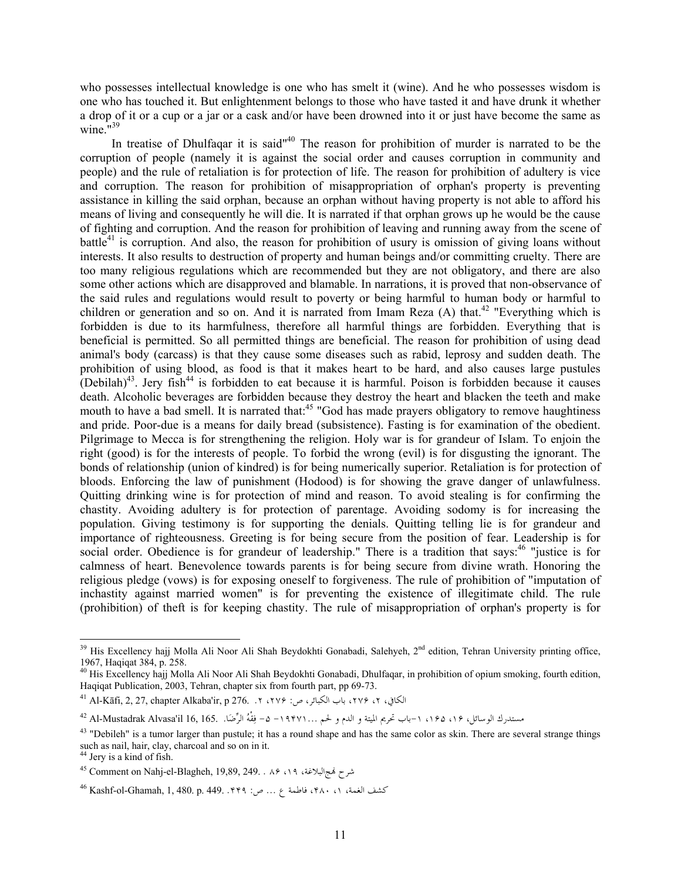who possesses intellectual knowledge is one who has smelt it (wine). And he who possesses wisdom is one who has touched it. But enlightenment belongs to those who have tasted it and have drunk it whether a drop of it or a cup or a jar or a cask and/or have been drowned into it or just have become the same as wine."[39]

In treatise of Dhulfaqar it is said"[40] The reason for prohibition of murder is narrated to be the corruption of people (namely it is against the social order and causes corruption in community and people) and the rule of retaliation is for protection of life. The reason for prohibition of adultery is vice and corruption. The reason for prohibition of misappropriation of orphan's property is preventing assistance in killing the said orphan, because an orphan without having property is not able to afford his means of living and consequently he will die. It is narrated if that orphan grows up he would be the cause of fighting and corruption. And the reason for prohibition of leaving and running away from the scene of battle[41] is corruption. And also, the reason for prohibition of usury is omission of giving loans without interests. It also results to destruction of property and human beings and/or committing cruelty. There are too many religious regulations which are recommended but they are not obligatory, and there are also some other actions which are disapproved and blamable. In narrations, it is proved that non-observance of the said rules and regulations would result to poverty or being harmful to human body or harmful to children or generation and so on. And it is narrated from Imam Reza (A) that.[42] "Everything which is forbidden is due to its harmfulness, therefore all harmful things are forbidden. Everything that is beneficial is permitted. So all permitted things are beneficial. The reason for prohibition of using dead animal's body (carcass) is that they cause some diseases such as rabid, leprosy and sudden death. The prohibition of using blood, as food is that it makes heart to be hard, and also causes large pustules (Debilah)[43]. Jery fish[44] is forbidden to eat because it is harmful. Poison is forbidden because it causes death. Alcoholic beverages are forbidden because they destroy the heart and blacken the teeth and make mouth to have a bad smell. It is narrated that:[45] "God has made prayers obligatory to remove haughtiness and pride. Poor-due is a means for daily bread (subsistence). Fasting is for examination of the obedient. Pilgrimage to Mecca is for strengthening the religion. Holy war is for grandeur of Islam. To enjoin the right (good) is for the interests of people. To forbid the wrong (evil) is for disgusting the ignorant. The bonds of relationship (union of kindred) is for being numerically superior. Retaliation is for protection of bloods. Enforcing the law of punishment (Hodood) is for showing the grave danger of unlawfulness. Quitting drinking wine is for protection of mind and reason. To avoid stealing is for confirming the chastity. Avoiding adultery is for protection of parentage. Avoiding sodomy is for increasing the population. Giving testimony is for supporting the denials. Quitting telling lie is for grandeur and importance of righteousness. Greeting is for being secure from the position of fear. Leadership is for social order. Obedience is for grandeur of leadership." There is a tradition that says:[46] "justice is for calmness of heart. Benevolence towards parents is for being secure from divine wrath. Honoring the religious pledge (vows) is for exposing oneself to forgiveness. The rule of prohibition of "imputation of inchastity against married women" is for preventing the existence of illegitimate child. The rule (prohibition) of theft is for keeping chastity. The rule of misappropriation of orphan's property is for

---

[39] His Excellency hajj Molla Ali Noor Ali Shah Beydokhti Gonabadi, Salehyeh, 2nd edition, Tehran University printing office, 1967, Haqiqat 384, p. 258.

[40] His Excellency hajj Molla Ali Noor Ali Shah Beydokhti Gonabadi, Dhulfaqar, in prohibition of opium smoking, fourth edition, Haqiqat Publication, 2003, Tehran, chapter six from fourth part, pp 69-73.

[41] Al-Kāfi, 2, 27, chapter Alkaba'ir, p 276. الكافي، ٢، ٢٧۶، باب الكبائر، ص: ٢٧۶، ٢.

[42] Al-Mustadrak Alvasa'il 16, 165. مستدرك الوسائل، ١۶، ١۶۵، ١-باب تحريم الميتة و الدم و لحم ...١٩۴٧١- ۵- فِقْهُ الرِّضَا.

[43] "Debileh" is a tumor larger than pustule; it has a round shape and has the same color as skin. There are several strange things such as nail, hair, clay, charcoal and so on in it.

[44] Jery is a kind of fish.

[45] Comment on Nahj-el-Blagheh, 19,89, 249. . ٨۶ ،١٩ ،شرح نهج‌البلاغة

[46] Kashf-ol-Ghamah, 1, 480. p. 449. .۴۴٩ :كشف الغمة، ١، ۴٨٠، فاطمة ع ... ص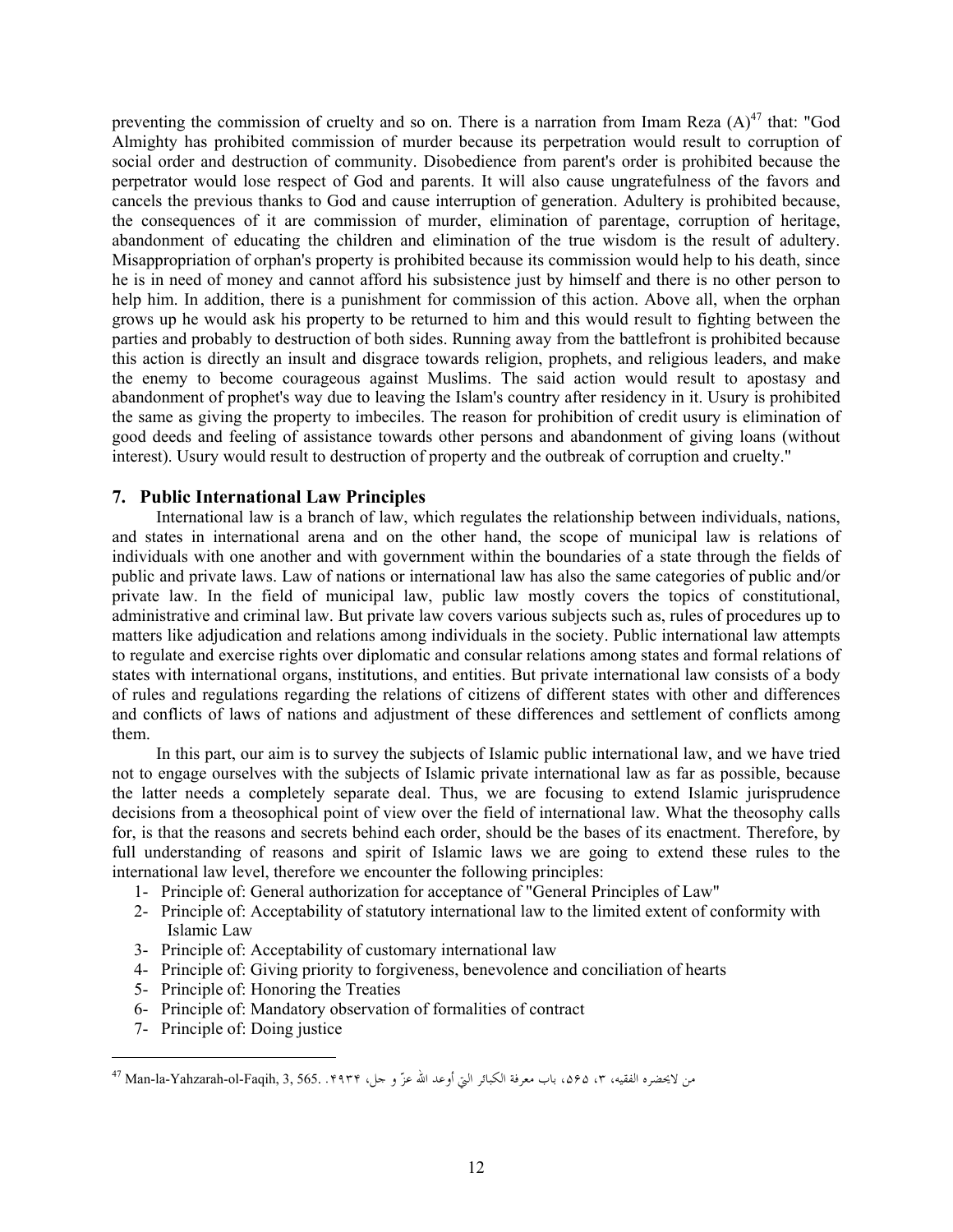preventing the commission of cruelty and so on. There is a narration from Imam Reza (A)[47] that: "God Almighty has prohibited commission of murder because its perpetration would result to corruption of social order and destruction of community. Disobedience from parent's order is prohibited because the perpetrator would lose respect of God and parents. It will also cause ungratefulness of the favors and cancels the previous thanks to God and cause interruption of generation. Adultery is prohibited because, the consequences of it are commission of murder, elimination of parentage, corruption of heritage, abandonment of educating the children and elimination of the true wisdom is the result of adultery. Misappropriation of orphan's property is prohibited because its commission would help to his death, since he is in need of money and cannot afford his subsistence just by himself and there is no other person to help him. In addition, there is a punishment for commission of this action. Above all, when the orphan grows up he would ask his property to be returned to him and this would result to fighting between the parties and probably to destruction of both sides. Running away from the battlefront is prohibited because this action is directly an insult and disgrace towards religion, prophets, and religious leaders, and make the enemy to become courageous against Muslims. The said action would result to apostasy and abandonment of prophet's way due to leaving the Islam's country after residency in it. Usury is prohibited the same as giving the property to imbeciles. The reason for prohibition of credit usury is elimination of good deeds and feeling of assistance towards other persons and abandonment of giving loans (without interest). Usury would result to destruction of property and the outbreak of corruption and cruelty."

### 7. Public International Law Principles

International law is a branch of law, which regulates the relationship between individuals, nations, and states in international arena and on the other hand, the scope of municipal law is relations of individuals with one another and with government within the boundaries of a state through the fields of public and private laws. Law of nations or international law has also the same categories of public and/or private law. In the field of municipal law, public law mostly covers the topics of constitutional, administrative and criminal law. But private law covers various subjects such as, rules of procedures up to matters like adjudication and relations among individuals in the society. Public international law attempts to regulate and exercise rights over diplomatic and consular relations among states and formal relations of states with international organs, institutions, and entities. But private international law consists of a body of rules and regulations regarding the relations of citizens of different states with other and differences and conflicts of laws of nations and adjustment of these differences and settlement of conflicts among them.

In this part, our aim is to survey the subjects of Islamic public international law, and we have tried not to engage ourselves with the subjects of Islamic private international law as far as possible, because the latter needs a completely separate deal. Thus, we are focusing to extend Islamic jurisprudence decisions from a theosophical point of view over the field of international law. What the theosophy calls for, is that the reasons and secrets behind each order, should be the bases of its enactment. Therefore, by full understanding of reasons and spirit of Islamic laws we are going to extend these rules to the international law level, therefore we encounter the following principles:

1- Principle of: General authorization for acceptance of "General Principles of Law"
2- Principle of: Acceptability of statutory international law to the limited extent of conformity with Islamic Law
3- Principle of: Acceptability of customary international law
4- Principle of: Giving priority to forgiveness, benevolence and conciliation of hearts
5- Principle of: Honoring the Treaties
6- Principle of: Mandatory observation of formalities of contract
7- Principle of: Doing justice

---

[47] Man-la-Yahzarah-ol-Faqih, 3, 565. من لايحضره الفقيه، ٣، ٥٦٥، باب معرفة الكبائر التي أوعد الله عزّ و جل، ٤٩٣٤.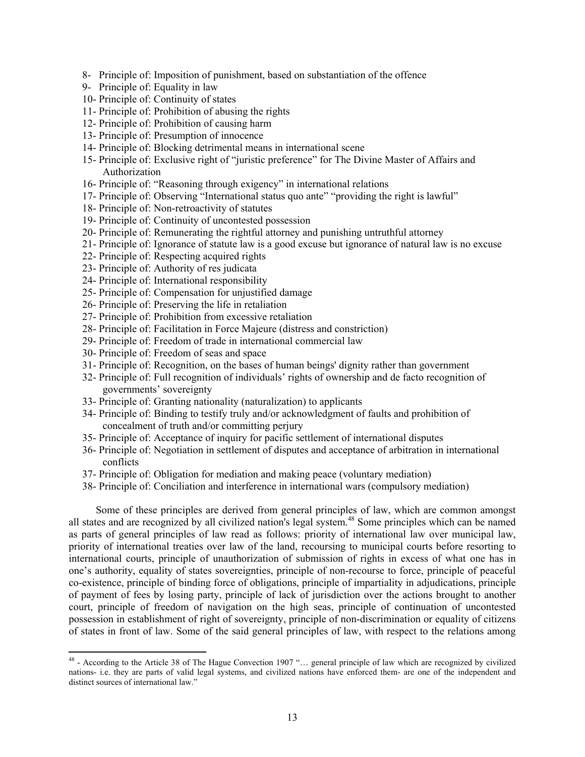8- Principle of: Imposition of punishment, based on substantiation of the offence
9- Principle of: Equality in law
10- Principle of: Continuity of states
11- Principle of: Prohibition of abusing the rights
12- Principle of: Prohibition of causing harm
13- Principle of: Presumption of innocence
14- Principle of: Blocking detrimental means in international scene
15- Principle of: Exclusive right of "juristic preference" for The Divine Master of Affairs and Authorization
16- Principle of: "Reasoning through exigency" in international relations
17- Principle of: Observing "International status quo ante" "providing the right is lawful"
18- Principle of: Non-retroactivity of statutes
19- Principle of: Continuity of uncontested possession
20- Principle of: Remunerating the rightful attorney and punishing untruthful attorney
21- Principle of: Ignorance of statute law is a good excuse but ignorance of natural law is no excuse
22- Principle of: Respecting acquired rights
23- Principle of: Authority of res judicata
24- Principle of: International responsibility
25- Principle of: Compensation for unjustified damage
26- Principle of: Preserving the life in retaliation
27- Principle of: Prohibition from excessive retaliation
28- Principle of: Facilitation in Force Majeure (distress and constriction)
29- Principle of: Freedom of trade in international commercial law
30- Principle of: Freedom of seas and space
31- Principle of: Recognition, on the bases of human beings' dignity rather than government
32- Principle of: Full recognition of individuals' rights of ownership and de facto recognition of governments' sovereignty
33- Principle of: Granting nationality (naturalization) to applicants
34- Principle of: Binding to testify truly and/or acknowledgment of faults and prohibition of concealment of truth and/or committing perjury
35- Principle of: Acceptance of inquiry for pacific settlement of international disputes
36- Principle of: Negotiation in settlement of disputes and acceptance of arbitration in international conflicts
37- Principle of: Obligation for mediation and making peace (voluntary mediation)
38- Principle of: Conciliation and interference in international wars (compulsory mediation)

Some of these principles are derived from general principles of law, which are common amongst all states and are recognized by all civilized nation's legal system.[48] Some principles which can be named as parts of general principles of law read as follows: priority of international law over municipal law, priority of international treaties over law of the land, recoursing to municipal courts before resorting to international courts, principle of unauthorization of submission of rights in excess of what one has in one's authority, equality of states sovereignties, principle of non-recourse to force, principle of peaceful co-existence, principle of binding force of obligations, principle of impartiality in adjudications, principle of payment of fees by losing party, principle of lack of jurisdiction over the actions brought to another court, principle of freedom of navigation on the high seas, principle of continuation of uncontested possession in establishment of right of sovereignty, principle of non-discrimination or equality of citizens of states in front of law. Some of the said general principles of law, with respect to the relations among

[48] - According to the Article 38 of The Hague Convection 1907 "… general principle of law which are recognized by civilized nations- i.e. they are parts of valid legal systems, and civilized nations have enforced them- are one of the independent and distinct sources of international law."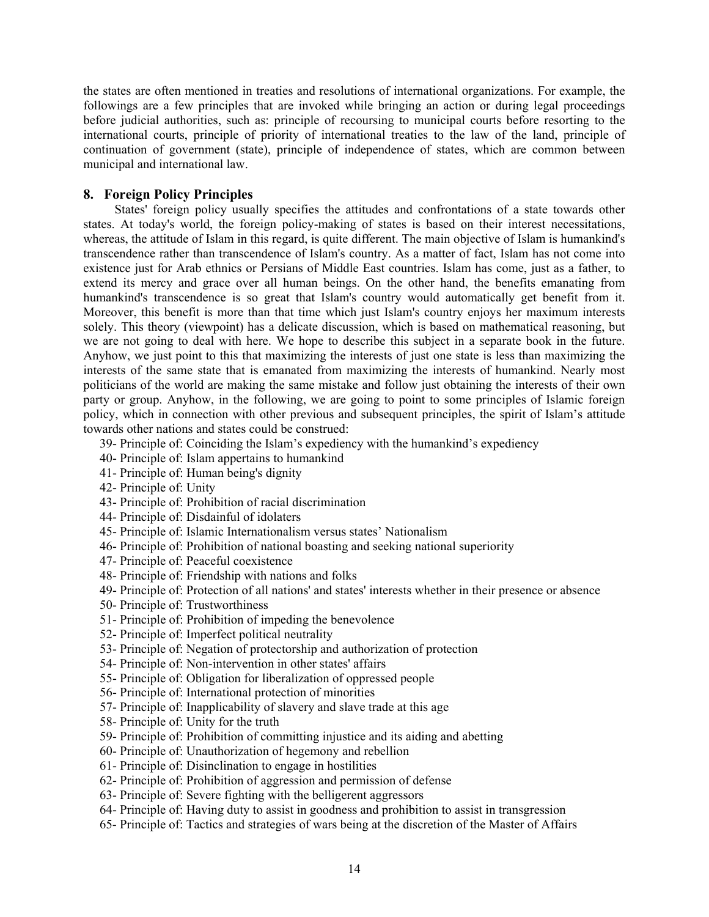the states are often mentioned in treaties and resolutions of international organizations. For example, the followings are a few principles that are invoked while bringing an action or during legal proceedings before judicial authorities, such as: principle of recoursing to municipal courts before resorting to the international courts, principle of priority of international treaties to the law of the land, principle of continuation of government (state), principle of independence of states, which are common between municipal and international law.

## 8. Foreign Policy Principles

States' foreign policy usually specifies the attitudes and confrontations of a state towards other states. At today's world, the foreign policy-making of states is based on their interest necessitations, whereas, the attitude of Islam in this regard, is quite different. The main objective of Islam is humankind's transcendence rather than transcendence of Islam's country. As a matter of fact, Islam has not come into existence just for Arab ethnics or Persians of Middle East countries. Islam has come, just as a father, to extend its mercy and grace over all human beings. On the other hand, the benefits emanating from humankind's transcendence is so great that Islam's country would automatically get benefit from it. Moreover, this benefit is more than that time which just Islam's country enjoys her maximum interests solely. This theory (viewpoint) has a delicate discussion, which is based on mathematical reasoning, but we are not going to deal with here. We hope to describe this subject in a separate book in the future. Anyhow, we just point to this that maximizing the interests of just one state is less than maximizing the interests of the same state that is emanated from maximizing the interests of humankind. Nearly most politicians of the world are making the same mistake and follow just obtaining the interests of their own party or group. Anyhow, in the following, we are going to point to some principles of Islamic foreign policy, which in connection with other previous and subsequent principles, the spirit of Islam's attitude towards other nations and states could be construed:

39- Principle of: Coinciding the Islam's expediency with the humankind's expediency
40- Principle of: Islam appertains to humankind
41- Principle of: Human being's dignity
42- Principle of: Unity
43- Principle of: Prohibition of racial discrimination
44- Principle of: Disdainful of idolaters
45- Principle of: Islamic Internationalism versus states' Nationalism
46- Principle of: Prohibition of national boasting and seeking national superiority
47- Principle of: Peaceful coexistence
48- Principle of: Friendship with nations and folks
49- Principle of: Protection of all nations' and states' interests whether in their presence or absence
50- Principle of: Trustworthiness
51- Principle of: Prohibition of impeding the benevolence
52- Principle of: Imperfect political neutrality
53- Principle of: Negation of protectorship and authorization of protection
54- Principle of: Non-intervention in other states' affairs
55- Principle of: Obligation for liberalization of oppressed people
56- Principle of: International protection of minorities
57- Principle of: Inapplicability of slavery and slave trade at this age
58- Principle of: Unity for the truth
59- Principle of: Prohibition of committing injustice and its aiding and abetting
60- Principle of: Unauthorization of hegemony and rebellion
61- Principle of: Disinclination to engage in hostilities
62- Principle of: Prohibition of aggression and permission of defense
63- Principle of: Severe fighting with the belligerent aggressors
64- Principle of: Having duty to assist in goodness and prohibition to assist in transgression
65- Principle of: Tactics and strategies of wars being at the discretion of the Master of Affairs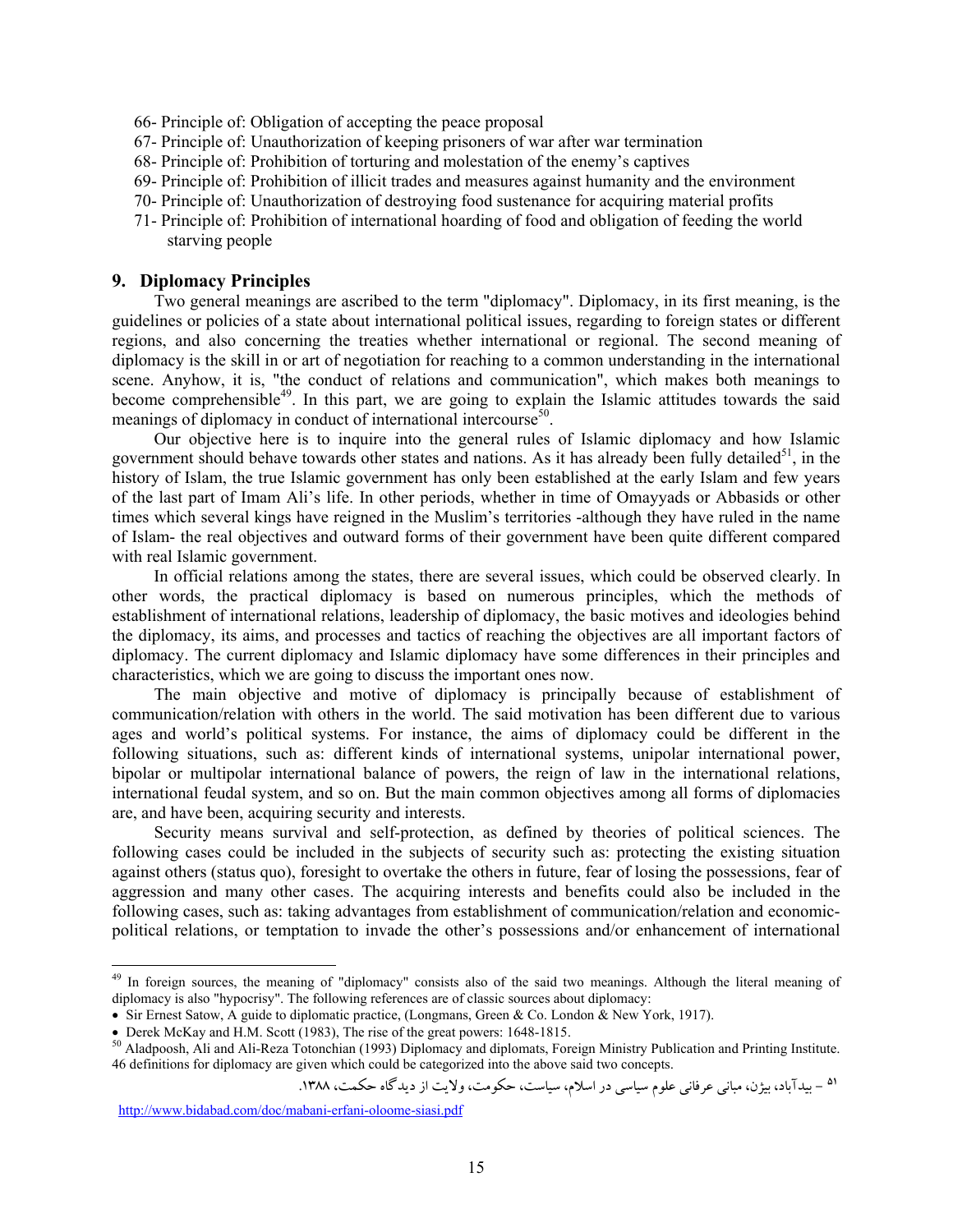66- Principle of: Obligation of accepting the peace proposal
67- Principle of: Unauthorization of keeping prisoners of war after war termination
68- Principle of: Prohibition of torturing and molestation of the enemy's captives
69- Principle of: Prohibition of illicit trades and measures against humanity and the environment
70- Principle of: Unauthorization of destroying food sustenance for acquiring material profits
71- Principle of: Prohibition of international hoarding of food and obligation of feeding the world starving people

## 9. Diplomacy Principles

Two general meanings are ascribed to the term "diplomacy". Diplomacy, in its first meaning, is the guidelines or policies of a state about international political issues, regarding to foreign states or different regions, and also concerning the treaties whether international or regional. The second meaning of diplomacy is the skill in or art of negotiation for reaching to a common understanding in the international scene. Anyhow, it is, "the conduct of relations and communication", which makes both meanings to become comprehensible[49]. In this part, we are going to explain the Islamic attitudes towards the said meanings of diplomacy in conduct of international intercourse[50].

Our objective here is to inquire into the general rules of Islamic diplomacy and how Islamic government should behave towards other states and nations. As it has already been fully detailed[51], in the history of Islam, the true Islamic government has only been established at the early Islam and few years of the last part of Imam Ali's life. In other periods, whether in time of Omayyads or Abbasids or other times which several kings have reigned in the Muslim's territories -although they have ruled in the name of Islam- the real objectives and outward forms of their government have been quite different compared with real Islamic government.

In official relations among the states, there are several issues, which could be observed clearly. In other words, the practical diplomacy is based on numerous principles, which the methods of establishment of international relations, leadership of diplomacy, the basic motives and ideologies behind the diplomacy, its aims, and processes and tactics of reaching the objectives are all important factors of diplomacy. The current diplomacy and Islamic diplomacy have some differences in their principles and characteristics, which we are going to discuss the important ones now.

The main objective and motive of diplomacy is principally because of establishment of communication/relation with others in the world. The said motivation has been different due to various ages and world's political systems. For instance, the aims of diplomacy could be different in the following situations, such as: different kinds of international systems, unipolar international power, bipolar or multipolar international balance of powers, the reign of law in the international relations, international feudal system, and so on. But the main common objectives among all forms of diplomacies are, and have been, acquiring security and interests.

Security means survival and self-protection, as defined by theories of political sciences. The following cases could be included in the subjects of security such as: protecting the existing situation against others (status quo), foresight to overtake the others in future, fear of losing the possessions, fear of aggression and many other cases. The acquiring interests and benefits could also be included in the following cases, such as: taking advantages from establishment of communication/relation and economic-political relations, or temptation to invade the other's possessions and/or enhancement of international

---

[49] In foreign sources, the meaning of "diplomacy" consists also of the said two meanings. Although the literal meaning of diplomacy is also "hypocrisy". The following references are of classic sources about diplomacy:

- Sir Ernest Satow, A guide to diplomatic practice, (Longmans, Green & Co. London & New York, 1917).
- Derek McKay and H.M. Scott (1983), The rise of the great powers: 1648-1815.

[50] Aladpoosh, Ali and Ali-Reza Totonchian (1993) Diplomacy and diplomats, Foreign Ministry Publication and Printing Institute. 46 definitions for diplomacy are given which could be categorized into the above said two concepts.

[51] – بیدآباد، بیژن، مبانی عرفانی علوم سیاسی در اسلام، سیاست، حکومت، ولایت از دیدگاه حکمت، ۱۳۸۸.

http://www.bidabad.com/doc/mabani-erfani-oloome-siasi.pdf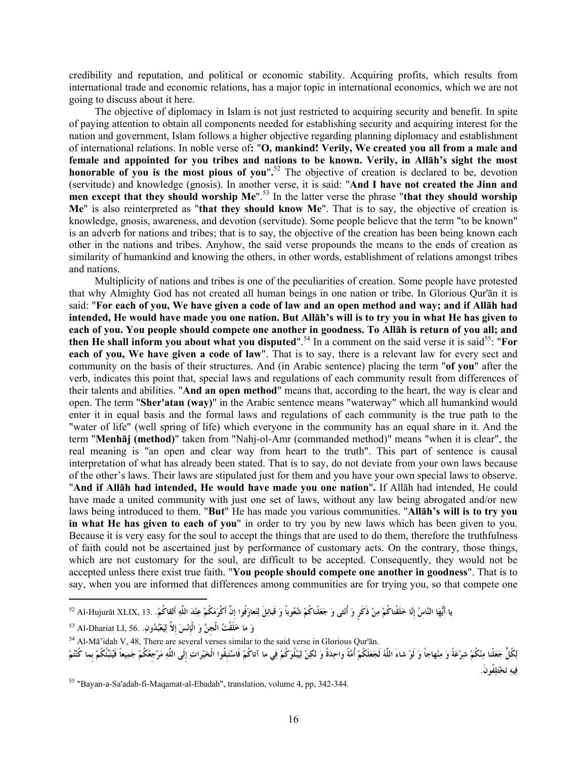credibility and reputation, and political or economic stability. Acquiring profits, which results from international trade and economic relations, has a major topic in international economics, which we are not going to discuss about it here.

The objective of diplomacy in Islam is not just restricted to acquiring security and benefit. In spite of paying attention to obtain all components needed for establishing security and acquiring interest for the nation and government, Islam follows a higher objective regarding planning diplomacy and establishment of international relations. In noble verse of**:** "**O, mankind! Verily, We created you all from a male and female and appointed for you tribes and nations to be known. Verily, in Allāh's sight the most honorable of you is the most pious of you**"**.**[52] The objective of creation is declared to be, devotion (servitude) and knowledge (gnosis). In another verse, it is said: "**And I have not created the Jinn and men except that they should worship Me**".[53] In the latter verse the phrase "**that they should worship Me**" is also reinterpreted as "**that they should know Me**". That is to say, the objective of creation is knowledge, gnosis, awareness, and devotion (servitude). Some people believe that the term "to be known" is an adverb for nations and tribes; that is to say, the objective of the creation has been being known each other in the nations and tribes. Anyhow, the said verse propounds the means to the ends of creation as similarity of humankind and knowing the others, in other words, establishment of relations amongst tribes and nations.

Multiplicity of nations and tribes is one of the peculiarities of creation. Some people have protested that why Almighty God has not created all human beings in one nation or tribe. In Glorious Qur'ān it is said: "**For each of you, We have given a code of law and an open method and way; and if Allāh had intended, He would have made you one nation. But Allāh's will is to try you in what He has given to each of you. You people should compete one another in goodness. To Allāh is return of you all; and then He shall inform you about what you disputed**".[54] In a comment on the said verse it is said[55]: "**For each of you, We have given a code of law**". That is to say, there is a relevant law for every sect and community on the basis of their structures. And (in Arabic sentence) placing the term "**of you**" after the verb, indicates this point that, special laws and regulations of each community result from differences of their talents and abilities. "**And an open method**" means that, according to the heart, the way is clear and open. The term "**Sher'atan (way)**" in the Arabic sentence means "waterway" which all humankind would enter it in equal basis and the formal laws and regulations of each community is the true path to the "water of life" (well spring of life) which everyone in the community has an equal share in it. And the term "**Menhāj (method)**" taken from "Nahj-ol-Amr (commanded method)" means "when it is clear", the real meaning is "an open and clear way from heart to the truth". This part of sentence is causal interpretation of what has already been stated. That is to say, do not deviate from your own laws because of the other's laws. Their laws are stipulated just for them and you have your own special laws to observe. "**And if Allāh had intended, He would have made you one nation**". If Allāh had intended, He could have made a united community with just one set of laws, without any law being abrogated and/or new laws being introduced to them. "**But**" He has made you various communities. "**Allāh's will is to try you in what He has given to each of you**" in order to try you by new laws which has been given to you. Because it is very easy for the soul to accept the things that are used to do them, therefore the truthfulness of faith could not be ascertained just by performance of customary acts. On the contrary, those things, which are not customary for the soul, are difficult to be accepted. Consequently, they would not be accepted unless there exist true faith. "**You people should compete one another in goodness**". That is to say, when you are informed that differences among communities are for trying you, so that compete one

---

[52] Al-Hujurāt XLIX, 13. **يا أَيُّهَا النَّاسُ إِنَّا خَلَقْناكُمْ مِنْ ذَكَرٍ وَ أُنْثى وَ جَعَلْناكُمْ شُعُوباً وَ قَبائِلَ لِتَعارَفُوا إِنَّ أَكْرَمَكُمْ عِنْدَ اللَّهِ أَتْقاكُمْ.**

[53] Al-Dhariat LI, 56. **وَ ما خَلَقْتُ الْجِنَّ وَ الْإِنْسَ إِلاَّ لِيَعْبُدُونِ.**

[54] Al-Mā'idah V, 48, There are several verses similar to the said verse in Glorious Qur'ān.
**لِكُلٍّ جَعَلْنا مِنْكُمْ شِرْعَةً وَ مِنْهاجاً وَ لَوْ شاءَ اللَّهُ لَجَعَلَكُمْ أُمَّةً واحِدَةً وَ لكِنْ لِيَبْلُوَكُمْ فِي ما آتاكُمْ فَاسْتَبِقُوا الْخَيْراتِ إِلَى اللَّهِ مَرْجِعُكُمْ جَمِيعاً فَيُنَبِّئُكُمْ بِما كُنْتُمْ فِيهِ تَخْتَلِفُونَ.**

[55] "Bayan-a-Sa'adah-fi-Maqamat-al-Ebadah", translation, volume 4, pp, 342-344.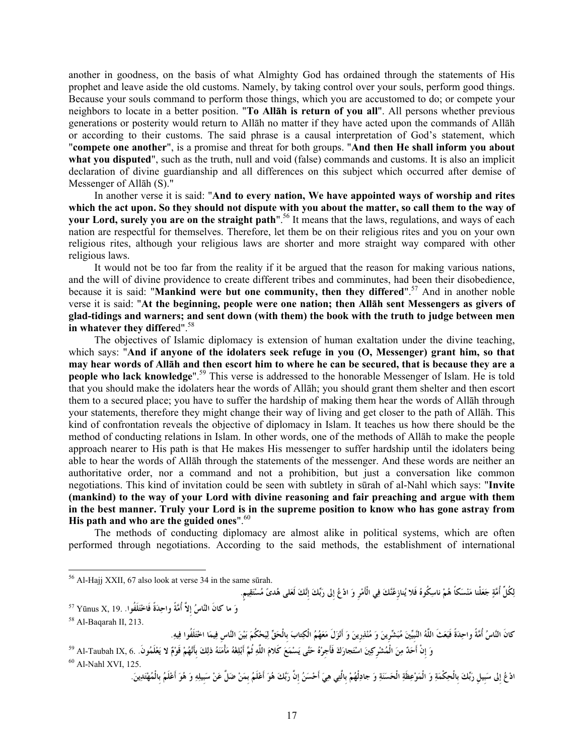another in goodness, on the basis of what Almighty God has ordained through the statements of His prophet and leave aside the old customs. Namely, by taking control over your souls, perform good things. Because your souls command to perform those things, which you are accustomed to do; or compete your neighbors to locate in a better position. "**To Allāh is return of you all**". All persons whether previous generations or posterity would return to Allāh no matter if they have acted upon the commands of Allāh or according to their customs. The said phrase is a causal interpretation of God's statement, which "**compete one another**", is a promise and threat for both groups. "**And then He shall inform you about what you disputed**", such as the truth, null and void (false) commands and customs. It is also an implicit declaration of divine guardianship and all differences on this subject which occurred after demise of Messenger of Allāh (S)."

In another verse it is said: "**And to every nation, We have appointed ways of worship and rites which the act upon. So they should not dispute with you about the matter, so call them to the way of your Lord, surely you are on the straight path**".[56] It means that the laws, regulations, and ways of each nation are respectful for themselves. Therefore, let them be on their religious rites and you on your own religious rites, although your religious laws are shorter and more straight way compared with other religious laws.

It would not be too far from the reality if it be argued that the reason for making various nations, and the will of divine providence to create different tribes and comminutes, had been their disobedience, because it is said: "**Mankind were but one community, then they differed**".[57] And in another noble verse it is said: "**At the beginning, people were one nation; then Allāh sent Messengers as givers of glad-tidings and warners; and sent down (with them) the book with the truth to judge between men in whatever they differed**".[58]

The objectives of Islamic diplomacy is extension of human exaltation under the divine teaching, which says: "**And if anyone of the idolaters seek refuge in you (O, Messenger) grant him, so that may hear words of Allāh and then escort him to where he can be secured, that is because they are a people who lack knowledge**".[59] This verse is addressed to the honorable Messenger of Islam. He is told that you should make the idolaters hear the words of Allāh; you should grant them shelter and then escort them to a secured place; you have to suffer the hardship of making them hear the words of Allāh through your statements, therefore they might change their way of living and get closer to the path of Allāh. This kind of confrontation reveals the objective of diplomacy in Islam. It teaches us how there should be the method of conducting relations in Islam. In other words, one of the methods of Allāh to make the people approach nearer to His path is that He makes His messenger to suffer hardship until the idolaters being able to hear the words of Allāh through the statements of the messenger. And these words are neither an authoritative order, nor a command and not a prohibition, but just a conversation like common negotiations. This kind of invitation could be seen with subtlety in sūrah of al-Nahl which says: "**Invite (mankind) to the way of your Lord with divine reasoning and fair preaching and argue with them in the best manner. Truly your Lord is in the supreme position to know who has gone astray from His path and who are the guided ones**".[60]

The methods of conducting diplomacy are almost alike in political systems, which are often performed through negotiations. According to the said methods, the establishment of international

---

[56] Al-Hajj XXII, 67 also look at verse 34 in the same sūrah.

لِكُلِّ أُمَّةٍ جَعَلْنا مَنْسَكاً هُمْ ناسِكُوهُ فَلا يُنازِعُنَّكَ فِي الْأَمْرِ وَ ادْعُ إِلى رَبِّكَ إِنَّكَ لَعَلى هُدىً مُسْتَقِيمٍ.

[57] Yūnus X, 19. وَ ما كانَ النَّاسُ إِلاَّ أُمَّةً واحِدَةً فَاخْتَلَفُوا.

[58] Al-Baqarah II, 213.

كانَ النَّاسُ أُمَّةً واحِدَةً فَبَعَثَ اللَّهُ النَّبِيِّينَ مُبَشِّرِينَ وَ مُنْذِرِينَ وَ أَنْزَلَ مَعَهُمُ الْكِتابَ بِالْحَقِّ لِيَحْكُمَ بَيْنَ النَّاسِ فِيمَا اخْتَلَفُوا فِيهِ.

[59] Al-Taubah IX, 6. وَ إِنْ أَحَدٌ مِنَ الْمُشْرِكِينَ اسْتَجارَكَ فَأَجِرْهُ حَتَّى يَسْمَعَ كَلامَ اللَّهِ ثُمَّ أَبْلِغْهُ مَأْمَنَهُ ذلِكَ بِأَنَّهُمْ قَوْمٌ لا يَعْلَمُونَ.

[60] Al-Nahl XVI, 125.

ادْعُ إِلى سَبِيلِ رَبِّكَ بِالْحِكْمَةِ وَ الْمَوْعِظَةِ الْحَسَنَةِ وَ جادِلْهُمْ بِالَّتِي هِيَ أَحْسَنُ إِنَّ رَبَّكَ هُوَ أَعْلَمُ بِمَنْ ضَلَّ عَنْ سَبِيلِهِ وَ هُوَ أَعْلَمُ بِالْمُهْتَدِينَ.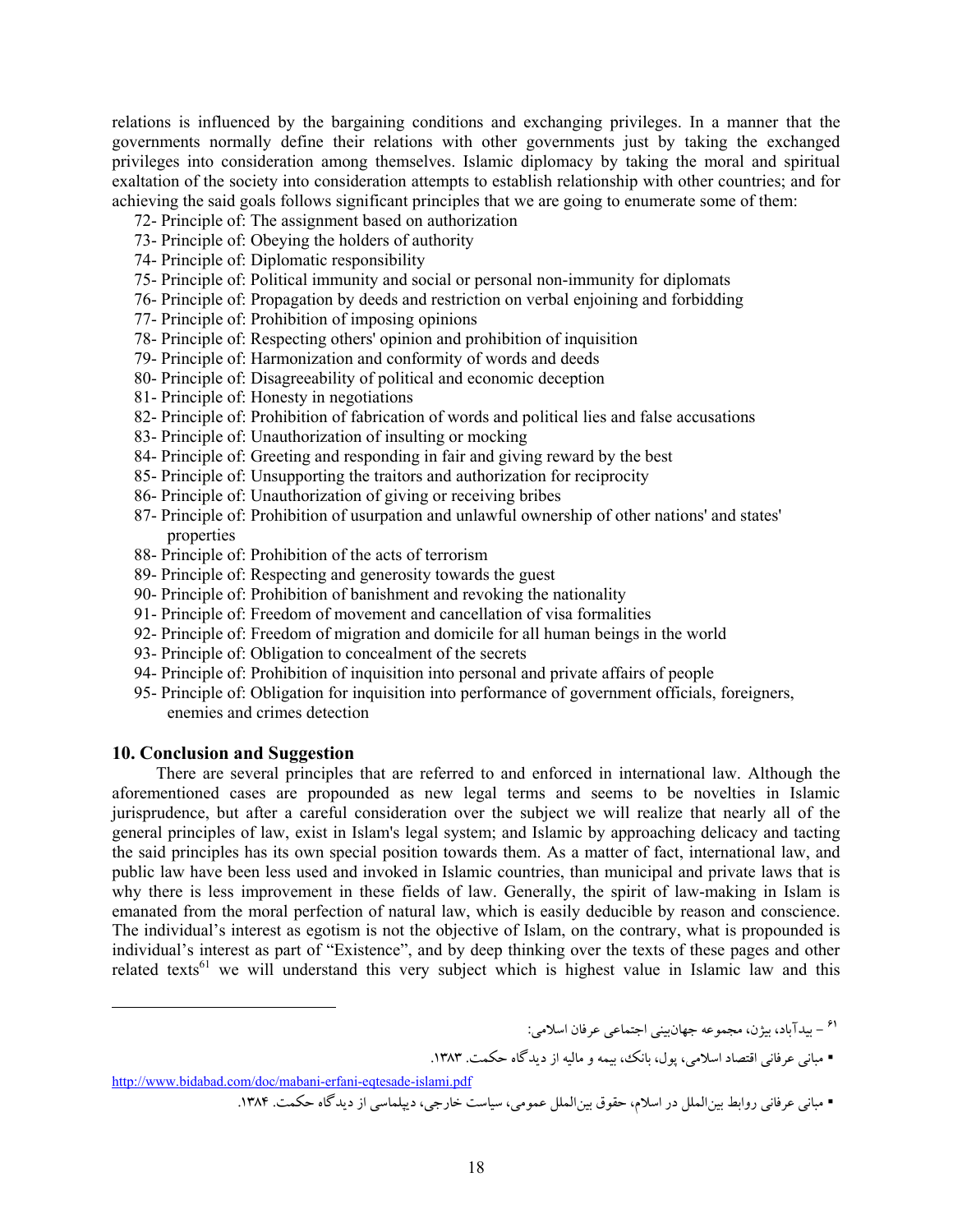relations is influenced by the bargaining conditions and exchanging privileges. In a manner that the governments normally define their relations with other governments just by taking the exchanged privileges into consideration among themselves. Islamic diplomacy by taking the moral and spiritual exaltation of the society into consideration attempts to establish relationship with other countries; and for achieving the said goals follows significant principles that we are going to enumerate some of them:

72- Principle of: The assignment based on authorization
73- Principle of: Obeying the holders of authority
74- Principle of: Diplomatic responsibility
75- Principle of: Political immunity and social or personal non-immunity for diplomats
76- Principle of: Propagation by deeds and restriction on verbal enjoining and forbidding
77- Principle of: Prohibition of imposing opinions
78- Principle of: Respecting others' opinion and prohibition of inquisition
79- Principle of: Harmonization and conformity of words and deeds
80- Principle of: Disagreeability of political and economic deception
81- Principle of: Honesty in negotiations
82- Principle of: Prohibition of fabrication of words and political lies and false accusations
83- Principle of: Unauthorization of insulting or mocking
84- Principle of: Greeting and responding in fair and giving reward by the best
85- Principle of: Unsupporting the traitors and authorization for reciprocity
86- Principle of: Unauthorization of giving or receiving bribes
87- Principle of: Prohibition of usurpation and unlawful ownership of other nations' and states' properties
88- Principle of: Prohibition of the acts of terrorism
89- Principle of: Respecting and generosity towards the guest
90- Principle of: Prohibition of banishment and revoking the nationality
91- Principle of: Freedom of movement and cancellation of visa formalities
92- Principle of: Freedom of migration and domicile for all human beings in the world
93- Principle of: Obligation to concealment of the secrets
94- Principle of: Prohibition of inquisition into personal and private affairs of people
95- Principle of: Obligation for inquisition into performance of government officials, foreigners, enemies and crimes detection

## 10. Conclusion and Suggestion

There are several principles that are referred to and enforced in international law. Although the aforementioned cases are propounded as new legal terms and seems to be novelties in Islamic jurisprudence, but after a careful consideration over the subject we will realize that nearly all of the general principles of law, exist in Islam's legal system; and Islamic by approaching delicacy and tacting the said principles has its own special position towards them. As a matter of fact, international law, and public law have been less used and invoked in Islamic countries, than municipal and private laws that is why there is less improvement in these fields of law. Generally, the spirit of law-making in Islam is emanated from the moral perfection of natural law, which is easily deducible by reason and conscience. The individual's interest as egotism is not the objective of Islam, on the contrary, what is propounded is individual's interest as part of "Existence", and by deep thinking over the texts of these pages and other related texts[61] we will understand this very subject which is highest value in Islamic law and this

---

۶۱ – بیدآباد، بیژن، مجموعه جهان‌بینی اجتماعی عرفان اسلامی:

- مبانی عرفانی اقتصاد اسلامی، پول، بانک، بیمه و مالیه از دیدگاه حکمت. ۱۳۸۳.

http://www.bidabad.com/doc/mabani-erfani-eqtesade-islami.pdf

- مبانی عرفانی روابط بین‌الملل در اسلام، حقوق بین‌الملل عمومی، سیاست خارجی، دیپلماسی از دیدگاه حکمت. ۱۳۸۴.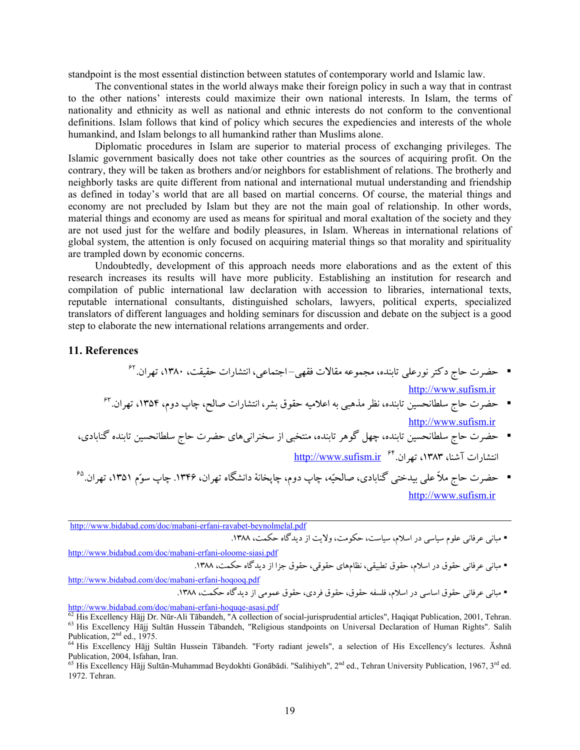standpoint is the most essential distinction between statutes of contemporary world and Islamic law.

The conventional states in the world always make their foreign policy in such a way that in contrast to the other nations' interests could maximize their own national interests. In Islam, the terms of nationality and ethnicity as well as national and ethnic interests do not conform to the conventional definitions. Islam follows that kind of policy which secures the expediencies and interests of the whole humankind, and Islam belongs to all humankind rather than Muslims alone.

Diplomatic procedures in Islam are superior to material process of exchanging privileges. The Islamic government basically does not take other countries as the sources of acquiring profit. On the contrary, they will be taken as brothers and/or neighbors for establishment of relations. The brotherly and neighborly tasks are quite different from national and international mutual understanding and friendship as defined in today's world that are all based on martial concerns. Of course, the material things and economy are not precluded by Islam but they are not the main goal of relationship. In other words, material things and economy are used as means for spiritual and moral exaltation of the society and they are not used just for the welfare and bodily pleasures, in Islam. Whereas in international relations of global system, the attention is only focused on acquiring material things so that morality and spirituality are trampled down by economic concerns.

Undoubtedly, development of this approach needs more elaborations and as the extent of this research increases its results will have more publicity. Establishing an institution for research and compilation of public international law declaration with accession to libraries, international texts, reputable international consultants, distinguished scholars, lawyers, political experts, specialized translators of different languages and holding seminars for discussion and debate on the subject is a good step to elaborate the new international relations arrangements and order.

## 11. References

- حضرت حاج دکتر نورعلی تابنده، مجموعه مقالات فقهی–اجتماعی، انتشارات حقیقت، ۱۳۸۰، تهران.[62] http://www.sufism.ir
- حضرت حاج سلطانحسین تابنده، نظر مذهبی به اعلامیه حقوق بشر، انتشارات صالح، چاپ دوم، ۱۳۵۴، تهران.[63] http://www.sufism.ir
- حضرت حاج سلطانحسین تابنده، چهل گوهر تابنده، منتخبی از سخنرانی‌های حضرت حاج سلطانحسین تابنده گنابادی، انتشارات آشنا، ۱۳۸۳، تهران.[64] http://www.sufism.ir
- حضرت حاج ملاّ علی بیدختی گنابادی، صالحیّه، چاپ دوم، چاپخانهٔ دانشگاه تهران، ۱۳۴۶. چاپ سوّم ۱۳۵۱، تهران.[65] http://www.sufism.ir

---

http://www.bidabad.com/doc/mabani-erfani-ravabet-beynolmelal.pdf

- مبانی عرفانی علوم سیاسی در اسلام، سیاست، حکومت، ولایت از دیدگاه حکمت، ۱۳۸۸.

http://www.bidabad.com/doc/mabani-erfani-oloome-siasi.pdf

- مبانی عرفانی حقوق در اسلام، حقوق تطبیقی، نظام‌های حقوقی، حقوق جزا از دیدگاه حکمت، ۱۳۸۸.

http://www.bidabad.com/doc/mabani-erfani-hoqooq.pdf

- مبانی عرفانی حقوق اساسی در اسلام، فلسفه حقوق، حقوق فردی، حقوق عمومی از دیدگاه حکمت، ۱۳۸۸.

http://www.bidabad.com/doc/mabani-erfani-hoquqe-asasi.pdf

[62] His Excellency Hājj Dr. Nūr-Ali Tābandeh, "A collection of social-jurisprudential articles", Haqiqat Publication, 2001, Tehran.

[63] His Excellency Hājj Sultān Hussein Tābandeh, "Religious standpoints on Universal Declaration of Human Rights". Salih Publication, 2nd ed., 1975.

[64] His Excellency Hājj Sultān Hussein Tābandeh. "Forty radiant jewels", a selection of His Excellency's lectures. Āshnā Publication, 2004, Isfahan, Iran.

[65] His Excellency Hājj Sultān-Muhammad Beydokhti Gonābādi. "Salihiyeh", 2nd ed., Tehran University Publication, 1967, 3rd ed. 1972. Tehran.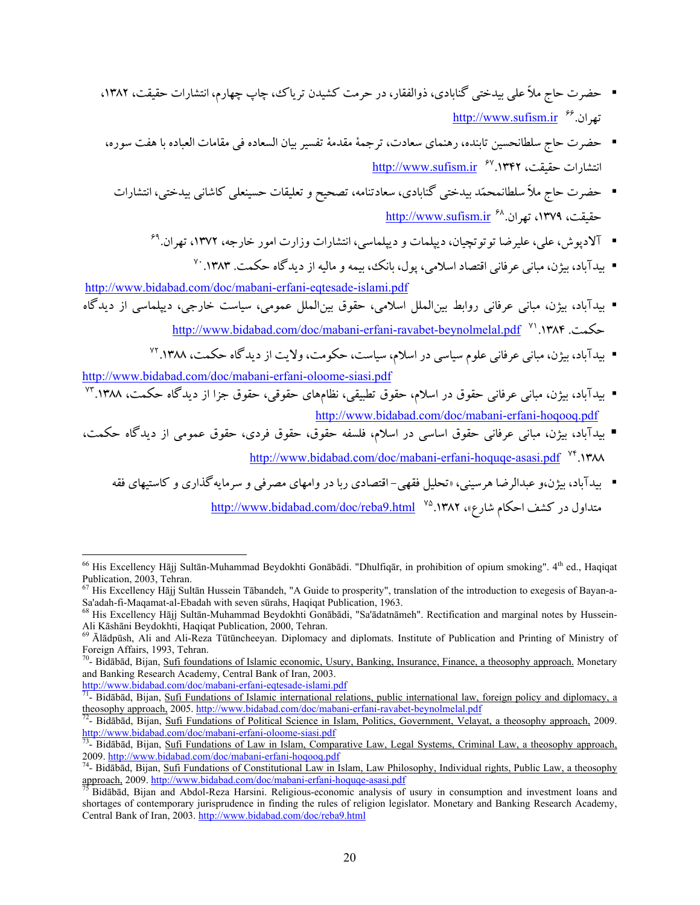- حضرت حاج ملاّ علی بیدختی گنابادی، ذوالفقار، در حرمت کشیدن تریاک، چاپ چهارم، انتشارات حقیقت، ۱۳۸۲، تهران.[۶۶] http://www.sufism.ir
- حضرت حاج سلطانحسین تابنده، رهنمای سعادت، ترجمهٔ مقدمهٔ تفسیر بیان السعاده فی مقامات العباده با هفت سوره، انتشارات حقیقت، ۱۳۴۲.[۶۷] http://www.sufism.ir
- حضرت حاج ملاّ سلطانمحمّد بیدختی گنابادی، سعادتنامه، تصحیح و تعلیقات حسینعلی کاشانی بیدختی، انتشارات حقیقت، ۱۳۷۹، تهران.[۶۸] http://www.sufism.ir
- آلادپوش، علی، علیرضا توتونچیان، دیپلمات و دیپلماسی، انتشارات وزارت امور خارجه، ۱۳۷۲، تهران.[۶۹]
- بیدآباد، بیژن، مبانی عرفانی اقتصاد اسلامی، پول، بانک، بیمه و مالیه از دیدگاه حکمت. ۱۳۸۳.[۷۰] http://www.bidabad.com/doc/mabani-erfani-eqtesade-islami.pdf
- بیدآباد، بیژن، مبانی عرفانی روابط بین‌الملل اسلامی، حقوق بین‌الملل عمومی، سیاست خارجی، دیپلماسی از دیدگاه حکمت. ۱۳۸۴.[۷۱] http://www.bidabad.com/doc/mabani-erfani-ravabet-beynolmelal.pdf
- بیدآباد، بیژن، مبانی عرفانی علوم سیاسی در اسلام، سیاست، حکومت، ولایت از دیدگاه حکمت، ۱۳۸۸.[۷۲] http://www.bidabad.com/doc/mabani-erfani-oloome-siasi.pdf
- بیدآباد، بیژن، مبانی عرفانی حقوق در اسلام، حقوق تطبیقی، نظام‌های حقوقی، حقوق جزا از دیدگاه حکمت، ۱۳۸۸.[۷۳] http://www.bidabad.com/doc/mabani-erfani-hoqooq.pdf
- بیدآباد، بیژن، مبانی عرفانی حقوق اساسی در اسلام، فلسفه حقوق، حقوق فردی، حقوق عمومی از دیدگاه حکمت، ۱۳۸۸.[۷۴] http://www.bidabad.com/doc/mabani-erfani-hoquqe-asasi.pdf
- بیدآباد، بیژن،و عبدالرضا هرسینی، «تحلیل فقهی-اقتصادی ربا در وامهای مصرفی و سرمایه‌گذاری و کاستیهای فقه متداول در کشف احکام شارع»، ۱۳۸۲.[۷۵] http://www.bidabad.com/doc/reba9.html

---

[66] His Excellency Hājj Sultān-Muhammad Beydokhti Gonābādi. "Dhulfiqār, in prohibition of opium smoking". 4th ed., Haqiqat Publication, 2003, Tehran.

[67] His Excellency Hājj Sultān Hussein Tābandeh, "A Guide to prosperity", translation of the introduction to exegesis of Bayan-a-Sa'adah-fi-Maqamat-al-Ebadah with seven sūrahs, Haqiqat Publication, 1963.

[68] His Excellency Hājj Sultān-Muhammad Beydokhti Gonābādi, "Sa'ādatnāmeh". Rectification and marginal notes by Hussein-Ali Kāshāni Beydokhti, Haqiqat Publication, 2000, Tehran.

[69] Ālādpūsh, Ali and Ali-Reza Tūtūncheeyan. Diplomacy and diplomats. Institute of Publication and Printing of Ministry of Foreign Affairs, 1993, Tehran.

[70]- Bidābād, Bijan, Sufi foundations of Islamic economic, Usury, Banking, Insurance, Finance, a theosophy approach. Monetary and Banking Research Academy, Central Bank of Iran, 2003. http://www.bidabad.com/doc/mabani-erfani-eqtesade-islami.pdf

[71]- Bidābād, Bijan, Sufi Fundations of Islamic international relations, public international law, foreign policy and diplomacy, a theosophy approach, 2005. http://www.bidabad.com/doc/mabani-erfani-ravabet-beynolmelal.pdf

[72]- Bidābād, Bijan, Sufi Fundations of Political Science in Islam, Politics, Government, Velayat, a theosophy approach, 2009. http://www.bidabad.com/doc/mabani-erfani-oloome-siasi.pdf

[73]- Bidābād, Bijan, Sufi Fundations of Law in Islam, Comparative Law, Legal Systems, Criminal Law, a theosophy approach, 2009. http://www.bidabad.com/doc/mabani-erfani-hoqooq.pdf

[74]- Bidābād, Bijan, Sufi Fundations of Constitutional Law in Islam, Law Philosophy, Individual rights, Public Law, a theosophy approach, 2009. http://www.bidabad.com/doc/mabani-erfani-hoquqe-asasi.pdf

[75] Bidābād, Bijan and Abdol-Reza Harsini. Religious-economic analysis of usury in consumption and investment loans and shortages of contemporary jurisprudence in finding the rules of religion legislator. Monetary and Banking Research Academy, Central Bank of Iran, 2003. http://www.bidabad.com/doc/reba9.html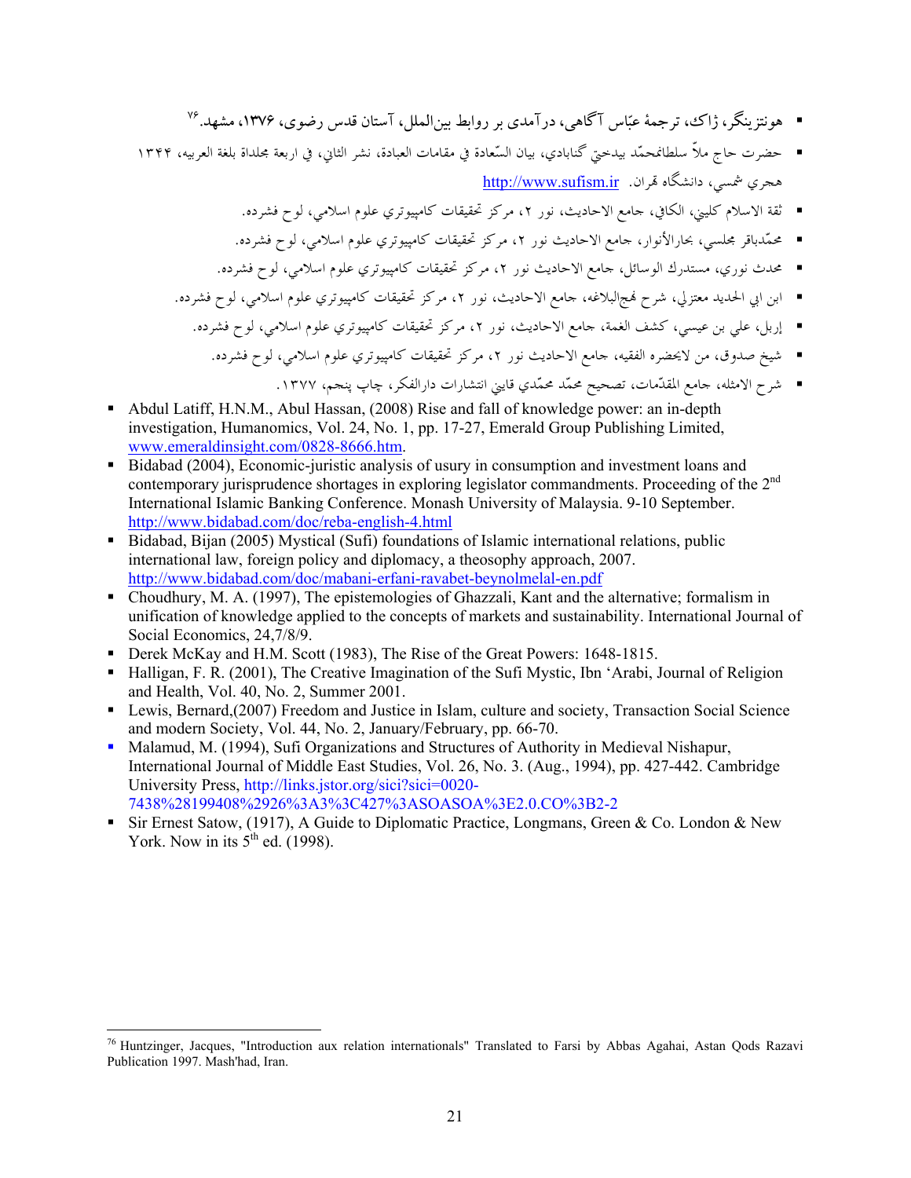- هونتزينگر، ژاک، ترجمهٔ عبّاس آگاهی، درآمدی بر روابط بین‌الملل، آستان قدس رضوی، ۱۳۷۶، مشهد.[76]
- حضرت حاج ملاّ سلطانمحمّد بیدختی گنابادی، بیان السّعادة في مقامات العبادة، نشر الثاني، في اربعة مجلداة بلغة العربيه، ۱۳۴۴ هجري شمسي، دانشگاه تهران. http://www.sufism.ir
- ثقة الاسلام كليني، الكافي، جامع الاحاديث، نور ۲، مركز تحقيقات كامپيوتري علوم اسلامي، لوح فشرده.
- محمّدباقر مجلسي، بحارالأنوار، جامع الاحاديث نور ۲، مركز تحقيقات كامپيوتري علوم اسلامي، لوح فشرده.
- محدث نوري، مستدرك الوسائل، جامع الاحاديث نور ۲، مركز تحقيقات كامپيوتري علوم اسلامي، لوح فشرده.
- ابن ابي الحديد معتزلي، شرح نهج‌البلاغه، جامع الاحاديث، نور ۲، مركز تحقيقات كامپيوتري علوم اسلامي، لوح فشرده.
- إربل، علي بن عيسي، كشف الغمة، جامع الاحاديث، نور ۲، مركز تحقيقات كامپيوتري علوم اسلامي، لوح فشرده.
- شيخ صدوق، من لايحضره الفقيه، جامع الاحاديث نور ۲، مركز تحقيقات كامپيوتري علوم اسلامي، لوح فشرده.
- شرح الامثله، جامع المقدّمات، تصحيح محمّد محمّدي قايني انتشارات دارالفكر، چاپ پنجم، ۱۳۷۷.

- Abdul Latiff, H.N.M., Abul Hassan, (2008) Rise and fall of knowledge power: an in-depth investigation, Humanomics, Vol. 24, No. 1, pp. 17-27, Emerald Group Publishing Limited, www.emeraldinsight.com/0828-8666.htm.
- Bidabad (2004), Economic-juristic analysis of usury in consumption and investment loans and contemporary jurisprudence shortages in exploring legislator commandments. Proceeding of the 2nd International Islamic Banking Conference. Monash University of Malaysia. 9-10 September. http://www.bidabad.com/doc/reba-english-4.html
- Bidabad, Bijan (2005) Mystical (Sufi) foundations of Islamic international relations, public international law, foreign policy and diplomacy, a theosophy approach, 2007. http://www.bidabad.com/doc/mabani-erfani-ravabet-beynolmelal-en.pdf
- Choudhury, M. A. (1997), The epistemologies of Ghazzali, Kant and the alternative; formalism in unification of knowledge applied to the concepts of markets and sustainability. International Journal of Social Economics, 24,7/8/9.
- Derek McKay and H.M. Scott (1983), The Rise of the Great Powers: 1648-1815.
- Halligan, F. R. (2001), The Creative Imagination of the Sufi Mystic, Ibn 'Arabi, Journal of Religion and Health, Vol. 40, No. 2, Summer 2001.
- Lewis, Bernard,(2007) Freedom and Justice in Islam, culture and society, Transaction Social Science and modern Society, Vol. 44, No. 2, January/February, pp. 66-70.
- Malamud, M. (1994), Sufi Organizations and Structures of Authority in Medieval Nishapur, International Journal of Middle East Studies, Vol. 26, No. 3. (Aug., 1994), pp. 427-442. Cambridge University Press, http://links.jstor.org/sici?sici=0020-7438%28199408%2926%3A3%3C427%3ASOASOA%3E2.0.CO%3B2-2
- Sir Ernest Satow, (1917), A Guide to Diplomatic Practice, Longmans, Green & Co. London & New York. Now in its 5th ed. (1998).

---

[76] Huntzinger, Jacques, "Introduction aux relation internationals" Translated to Farsi by Abbas Agahai, Astan Qods Razavi Publication 1997. Mash'had, Iran.